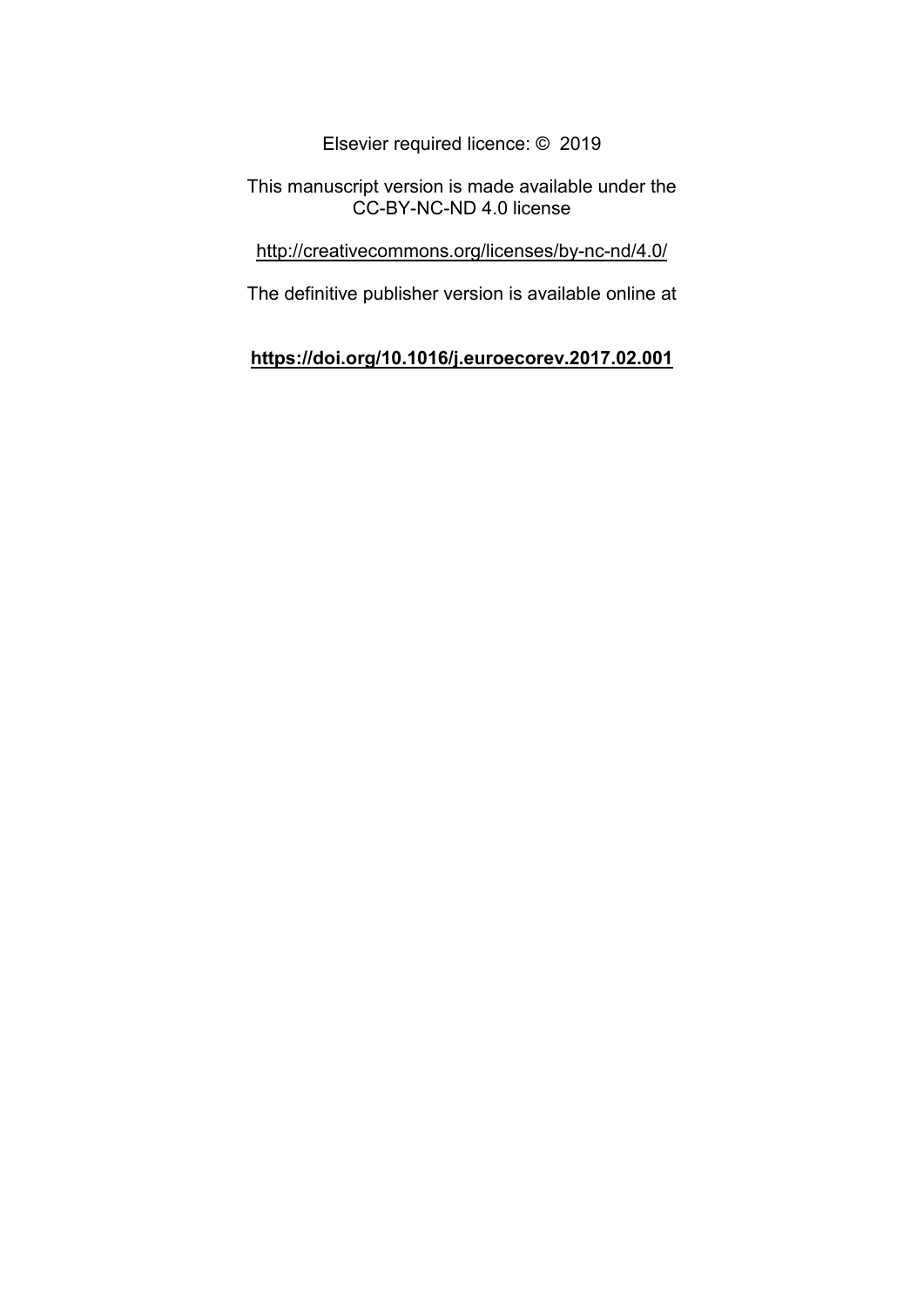Elsevier required licence: © 2019

This manuscript version is made available under the CC-BY-NC-ND 4.0 license

http://creativecommons.org/licenses/by-nc-nd/4.0/

The definitive publisher version is available online at

**https://doi.org/10.1016/j.euroecorev.2017.02.001**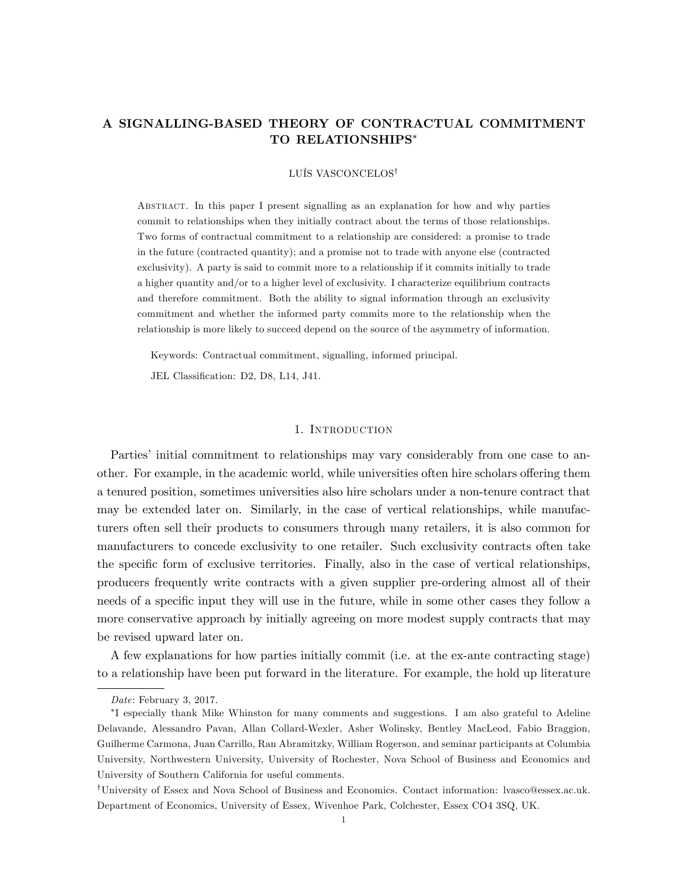# A SIGNALLING-BASED THEORY OF CONTRACTUAL COMMITMENT TO RELATIONSHIPS*

LUÍS VASCONCELOS†

Abstract. In this paper I present signalling as an explanation for how and why parties commit to relationships when they initially contract about the terms of those relationships. Two forms of contractual commitment to a relationship are considered: a promise to trade in the future (contracted quantity); and a promise not to trade with anyone else (contracted exclusivity). A party is said to commit more to a relationship if it commits initially to trade a higher quantity and/or to a higher level of exclusivity. I characterize equilibrium contracts and therefore commitment. Both the ability to signal information through an exclusivity commitment and whether the informed party commits more to the relationship when the relationship is more likely to succeed depend on the source of the asymmetry of information.

Keywords: Contractual commitment, signalling, informed principal.

JEL Classification: D2, D8, L14, J41.

## 1. Introduction

Parties' initial commitment to relationships may vary considerably from one case to another. For example, in the academic world, while universities often hire scholars offering them a tenured position, sometimes universities also hire scholars under a non-tenure contract that may be extended later on. Similarly, in the case of vertical relationships, while manufacturers often sell their products to consumers through many retailers, it is also common for manufacturers to concede exclusivity to one retailer. Such exclusivity contracts often take the specific form of exclusive territories. Finally, also in the case of vertical relationships, producers frequently write contracts with a given supplier pre-ordering almost all of their needs of a specific input they will use in the future, while in some other cases they follow a more conservative approach by initially agreeing on more modest supply contracts that may be revised upward later on.

A few explanations for how parties initially commit (i.e. at the ex-ante contracting stage) to a relationship have been put forward in the literature. For example, the hold up literature

---

*Date*: February 3, 2017.

*I especially thank Mike Whinston for many comments and suggestions. I am also grateful to Adeline Delavande, Alessandro Pavan, Allan Collard-Wexler, Asher Wolinsky, Bentley MacLeod, Fabio Braggion, Guilherme Carmona, Juan Carrillo, Ran Abramitzky, William Rogerson, and seminar participants at Columbia University, Northwestern University, University of Rochester, Nova School of Business and Economics and University of Southern California for useful comments.

†University of Essex and Nova School of Business and Economics. Contact information: lvasco@essex.ac.uk. Department of Economics, University of Essex, Wivenhoe Park, Colchester, Essex CO4 3SQ, UK.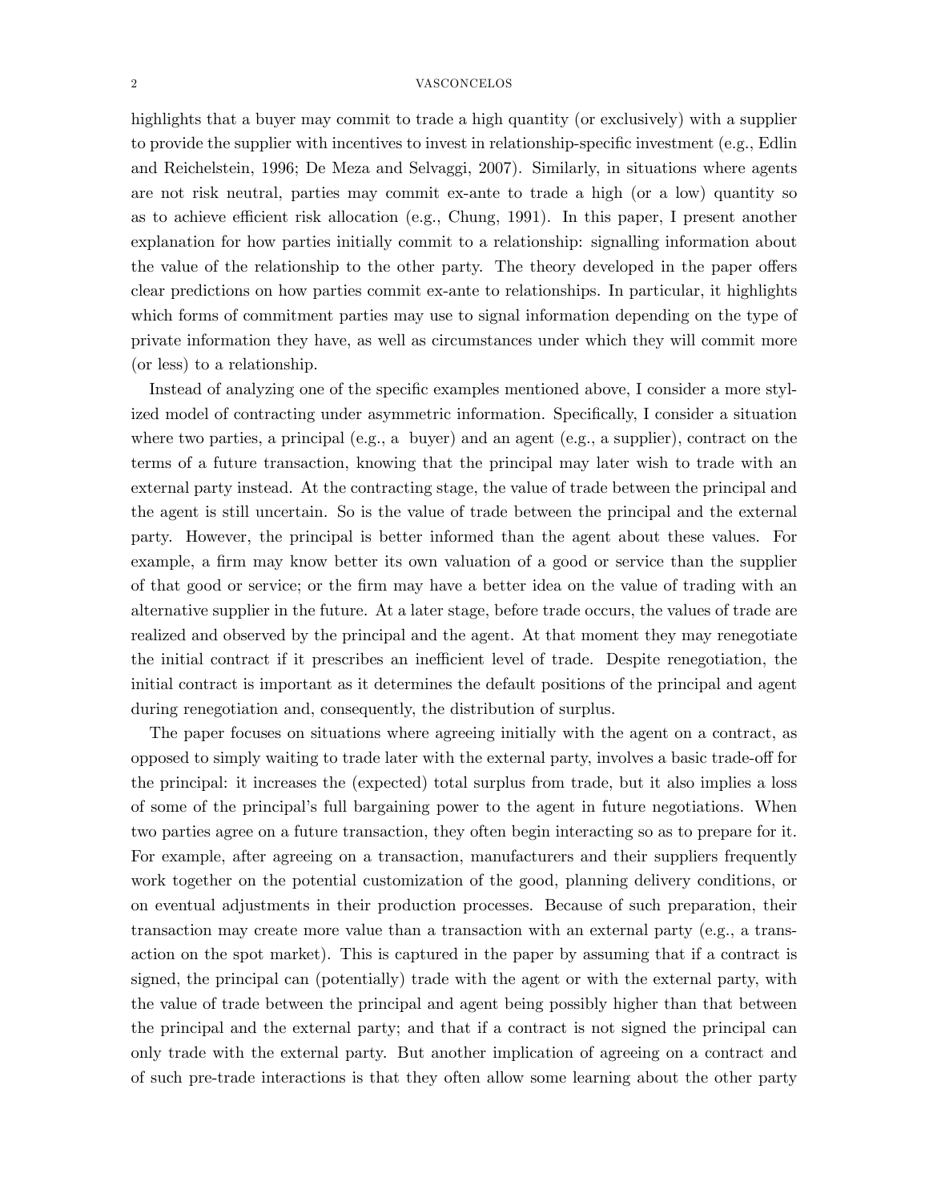highlights that a buyer may commit to trade a high quantity (or exclusively) with a supplier to provide the supplier with incentives to invest in relationship-specific investment (e.g., Edlin and Reichelstein, 1996; De Meza and Selvaggi, 2007). Similarly, in situations where agents are not risk neutral, parties may commit ex-ante to trade a high (or a low) quantity so as to achieve efficient risk allocation (e.g., Chung, 1991). In this paper, I present another explanation for how parties initially commit to a relationship: signalling information about the value of the relationship to the other party. The theory developed in the paper offers clear predictions on how parties commit ex-ante to relationships. In particular, it highlights which forms of commitment parties may use to signal information depending on the type of private information they have, as well as circumstances under which they will commit more (or less) to a relationship.

Instead of analyzing one of the specific examples mentioned above, I consider a more stylized model of contracting under asymmetric information. Specifically, I consider a situation where two parties, a principal (e.g., a buyer) and an agent (e.g., a supplier), contract on the terms of a future transaction, knowing that the principal may later wish to trade with an external party instead. At the contracting stage, the value of trade between the principal and the agent is still uncertain. So is the value of trade between the principal and the external party. However, the principal is better informed than the agent about these values. For example, a firm may know better its own valuation of a good or service than the supplier of that good or service; or the firm may have a better idea on the value of trading with an alternative supplier in the future. At a later stage, before trade occurs, the values of trade are realized and observed by the principal and the agent. At that moment they may renegotiate the initial contract if it prescribes an inefficient level of trade. Despite renegotiation, the initial contract is important as it determines the default positions of the principal and agent during renegotiation and, consequently, the distribution of surplus.

The paper focuses on situations where agreeing initially with the agent on a contract, as opposed to simply waiting to trade later with the external party, involves a basic trade-off for the principal: it increases the (expected) total surplus from trade, but it also implies a loss of some of the principal's full bargaining power to the agent in future negotiations. When two parties agree on a future transaction, they often begin interacting so as to prepare for it. For example, after agreeing on a transaction, manufacturers and their suppliers frequently work together on the potential customization of the good, planning delivery conditions, or on eventual adjustments in their production processes. Because of such preparation, their transaction may create more value than a transaction with an external party (e.g., a transaction on the spot market). This is captured in the paper by assuming that if a contract is signed, the principal can (potentially) trade with the agent or with the external party, with the value of trade between the principal and agent being possibly higher than that between the principal and the external party; and that if a contract is not signed the principal can only trade with the external party. But another implication of agreeing on a contract and of such pre-trade interactions is that they often allow some learning about the other party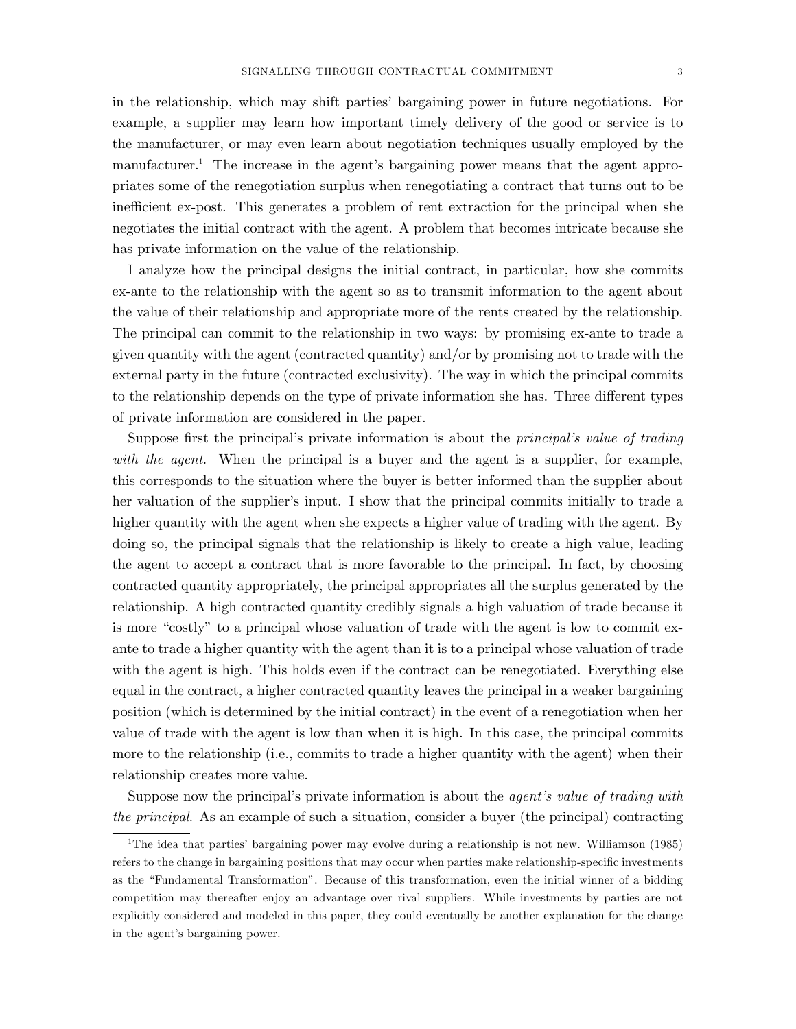in the relationship, which may shift parties' bargaining power in future negotiations. For example, a supplier may learn how important timely delivery of the good or service is to the manufacturer, or may even learn about negotiation techniques usually employed by the manufacturer.[1] The increase in the agent's bargaining power means that the agent appropriates some of the renegotiation surplus when renegotiating a contract that turns out to be inefficient ex-post. This generates a problem of rent extraction for the principal when she negotiates the initial contract with the agent. A problem that becomes intricate because she has private information on the value of the relationship.

I analyze how the principal designs the initial contract, in particular, how she commits ex-ante to the relationship with the agent so as to transmit information to the agent about the value of their relationship and appropriate more of the rents created by the relationship. The principal can commit to the relationship in two ways: by promising ex-ante to trade a given quantity with the agent (contracted quantity) and/or by promising not to trade with the external party in the future (contracted exclusivity). The way in which the principal commits to the relationship depends on the type of private information she has. Three different types of private information are considered in the paper.

Suppose first the principal's private information is about the *principal's value of trading with the agent*. When the principal is a buyer and the agent is a supplier, for example, this corresponds to the situation where the buyer is better informed than the supplier about her valuation of the supplier's input. I show that the principal commits initially to trade a higher quantity with the agent when she expects a higher value of trading with the agent. By doing so, the principal signals that the relationship is likely to create a high value, leading the agent to accept a contract that is more favorable to the principal. In fact, by choosing contracted quantity appropriately, the principal appropriates all the surplus generated by the relationship. A high contracted quantity credibly signals a high valuation of trade because it is more "costly" to a principal whose valuation of trade with the agent is low to commit ex-ante to trade a higher quantity with the agent than it is to a principal whose valuation of trade with the agent is high. This holds even if the contract can be renegotiated. Everything else equal in the contract, a higher contracted quantity leaves the principal in a weaker bargaining position (which is determined by the initial contract) in the event of a renegotiation when her value of trade with the agent is low than when it is high. In this case, the principal commits more to the relationship (i.e., commits to trade a higher quantity with the agent) when their relationship creates more value.

Suppose now the principal's private information is about the *agent's value of trading with the principal*. As an example of such a situation, consider a buyer (the principal) contracting

[1] The idea that parties' bargaining power may evolve during a relationship is not new. Williamson (1985) refers to the change in bargaining positions that may occur when parties make relationship-specific investments as the "Fundamental Transformation". Because of this transformation, even the initial winner of a bidding competition may thereafter enjoy an advantage over rival suppliers. While investments by parties are not explicitly considered and modeled in this paper, they could eventually be another explanation for the change in the agent's bargaining power.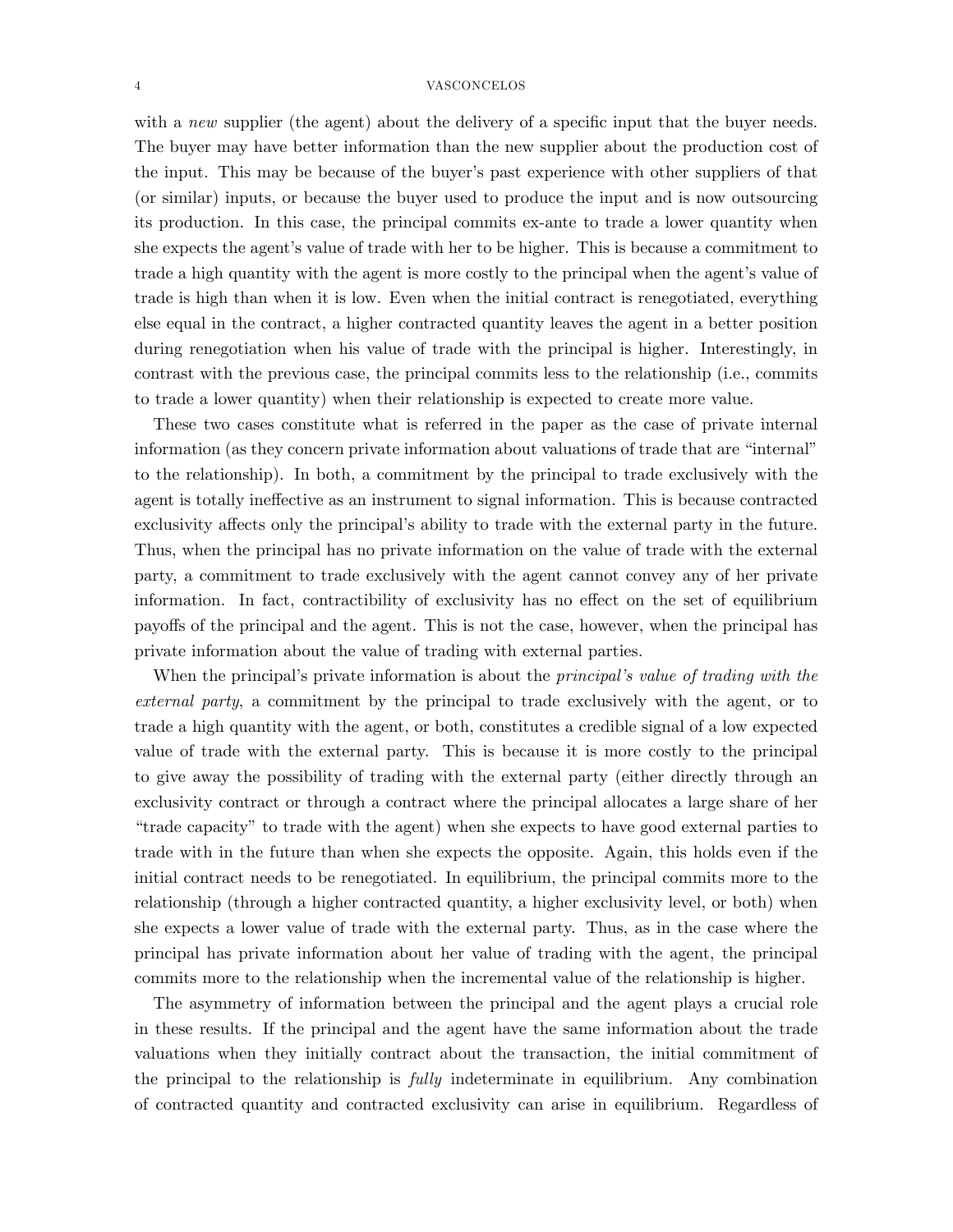with a *new* supplier (the agent) about the delivery of a specific input that the buyer needs. The buyer may have better information than the new supplier about the production cost of the input. This may be because of the buyer's past experience with other suppliers of that (or similar) inputs, or because the buyer used to produce the input and is now outsourcing its production. In this case, the principal commits ex-ante to trade a lower quantity when she expects the agent's value of trade with her to be higher. This is because a commitment to trade a high quantity with the agent is more costly to the principal when the agent's value of trade is high than when it is low. Even when the initial contract is renegotiated, everything else equal in the contract, a higher contracted quantity leaves the agent in a better position during renegotiation when his value of trade with the principal is higher. Interestingly, in contrast with the previous case, the principal commits less to the relationship (i.e., commits to trade a lower quantity) when their relationship is expected to create more value.

These two cases constitute what is referred in the paper as the case of private internal information (as they concern private information about valuations of trade that are "internal" to the relationship). In both, a commitment by the principal to trade exclusively with the agent is totally ineffective as an instrument to signal information. This is because contracted exclusivity affects only the principal's ability to trade with the external party in the future. Thus, when the principal has no private information on the value of trade with the external party, a commitment to trade exclusively with the agent cannot convey any of her private information. In fact, contractibility of exclusivity has no effect on the set of equilibrium payoffs of the principal and the agent. This is not the case, however, when the principal has private information about the value of trading with external parties.

When the principal's private information is about the *principal's value of trading with the external party*, a commitment by the principal to trade exclusively with the agent, or to trade a high quantity with the agent, or both, constitutes a credible signal of a low expected value of trade with the external party. This is because it is more costly to the principal to give away the possibility of trading with the external party (either directly through an exclusivity contract or through a contract where the principal allocates a large share of her "trade capacity" to trade with the agent) when she expects to have good external parties to trade with in the future than when she expects the opposite. Again, this holds even if the initial contract needs to be renegotiated. In equilibrium, the principal commits more to the relationship (through a higher contracted quantity, a higher exclusivity level, or both) when she expects a lower value of trade with the external party. Thus, as in the case where the principal has private information about her value of trading with the agent, the principal commits more to the relationship when the incremental value of the relationship is higher.

The asymmetry of information between the principal and the agent plays a crucial role in these results. If the principal and the agent have the same information about the trade valuations when they initially contract about the transaction, the initial commitment of the principal to the relationship is *fully* indeterminate in equilibrium. Any combination of contracted quantity and contracted exclusivity can arise in equilibrium. Regardless of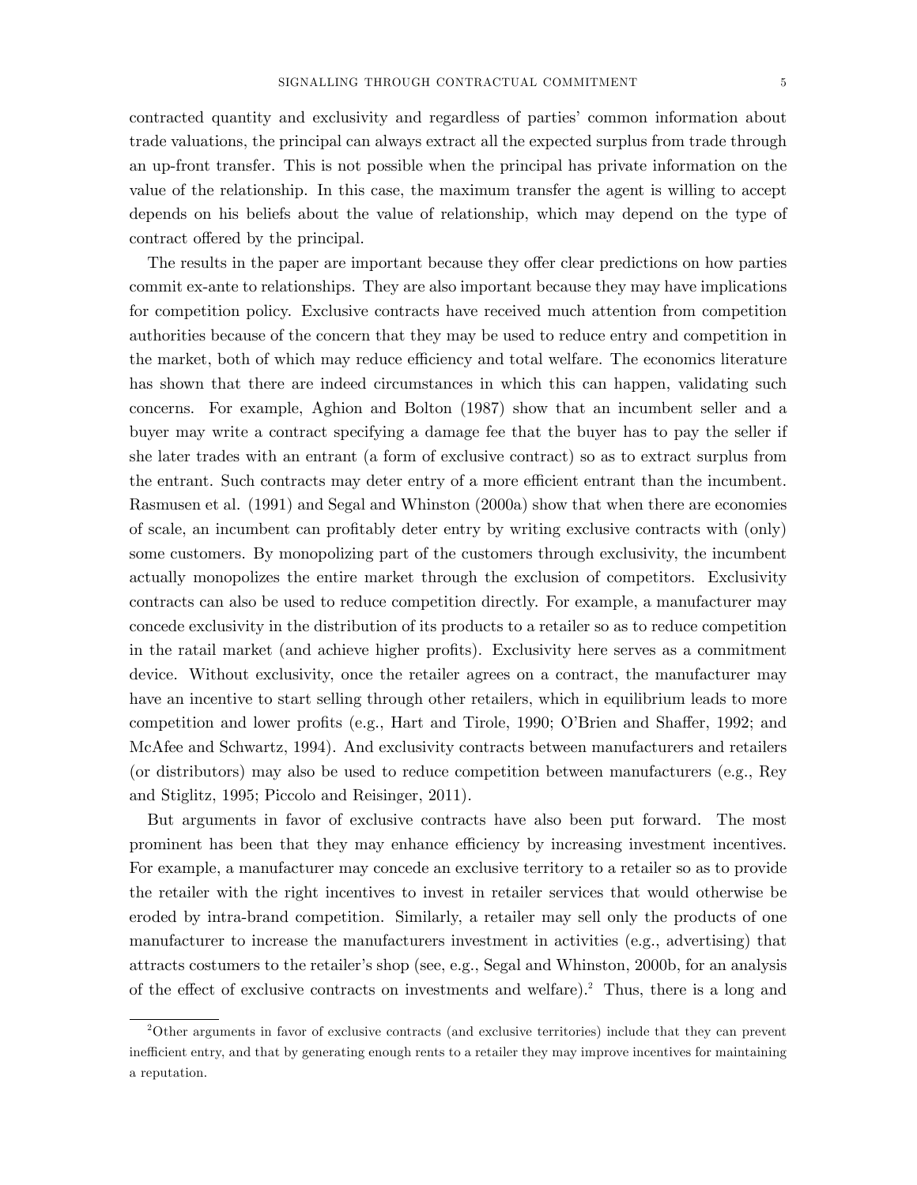contracted quantity and exclusivity and regardless of parties' common information about trade valuations, the principal can always extract all the expected surplus from trade through an up-front transfer. This is not possible when the principal has private information on the value of the relationship. In this case, the maximum transfer the agent is willing to accept depends on his beliefs about the value of relationship, which may depend on the type of contract offered by the principal.

The results in the paper are important because they offer clear predictions on how parties commit ex-ante to relationships. They are also important because they may have implications for competition policy. Exclusive contracts have received much attention from competition authorities because of the concern that they may be used to reduce entry and competition in the market, both of which may reduce efficiency and total welfare. The economics literature has shown that there are indeed circumstances in which this can happen, validating such concerns. For example, Aghion and Bolton (1987) show that an incumbent seller and a buyer may write a contract specifying a damage fee that the buyer has to pay the seller if she later trades with an entrant (a form of exclusive contract) so as to extract surplus from the entrant. Such contracts may deter entry of a more efficient entrant than the incumbent. Rasmusen et al. (1991) and Segal and Whinston (2000a) show that when there are economies of scale, an incumbent can profitably deter entry by writing exclusive contracts with (only) some customers. By monopolizing part of the customers through exclusivity, the incumbent actually monopolizes the entire market through the exclusion of competitors. Exclusivity contracts can also be used to reduce competition directly. For example, a manufacturer may concede exclusivity in the distribution of its products to a retailer so as to reduce competition in the ratail market (and achieve higher profits). Exclusivity here serves as a commitment device. Without exclusivity, once the retailer agrees on a contract, the manufacturer may have an incentive to start selling through other retailers, which in equilibrium leads to more competition and lower profits (e.g., Hart and Tirole, 1990; O'Brien and Shaffer, 1992; and McAfee and Schwartz, 1994). And exclusivity contracts between manufacturers and retailers (or distributors) may also be used to reduce competition between manufacturers (e.g., Rey and Stiglitz, 1995; Piccolo and Reisinger, 2011).

But arguments in favor of exclusive contracts have also been put forward. The most prominent has been that they may enhance efficiency by increasing investment incentives. For example, a manufacturer may concede an exclusive territory to a retailer so as to provide the retailer with the right incentives to invest in retailer services that would otherwise be eroded by intra-brand competition. Similarly, a retailer may sell only the products of one manufacturer to increase the manufacturers investment in activities (e.g., advertising) that attracts costumers to the retailer's shop (see, e.g., Segal and Whinston, 2000b, for an analysis of the effect of exclusive contracts on investments and welfare).[2] Thus, there is a long and

[2]Other arguments in favor of exclusive contracts (and exclusive territories) include that they can prevent inefficient entry, and that by generating enough rents to a retailer they may improve incentives for maintaining a reputation.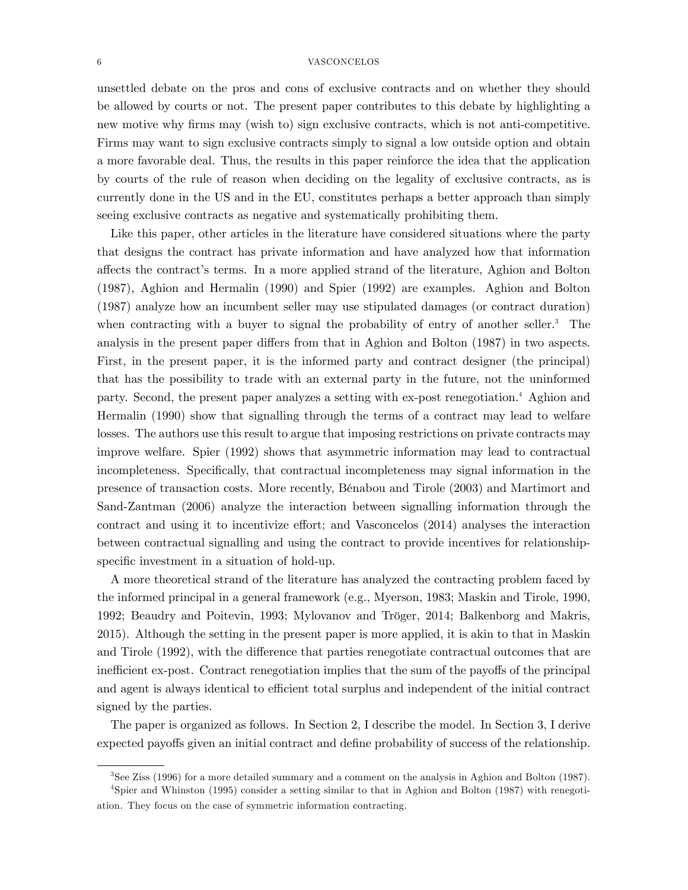unsettled debate on the pros and cons of exclusive contracts and on whether they should be allowed by courts or not. The present paper contributes to this debate by highlighting a new motive why firms may (wish to) sign exclusive contracts, which is not anti-competitive. Firms may want to sign exclusive contracts simply to signal a low outside option and obtain a more favorable deal. Thus, the results in this paper reinforce the idea that the application by courts of the rule of reason when deciding on the legality of exclusive contracts, as is currently done in the US and in the EU, constitutes perhaps a better approach than simply seeing exclusive contracts as negative and systematically prohibiting them.

Like this paper, other articles in the literature have considered situations where the party that designs the contract has private information and have analyzed how that information affects the contract's terms. In a more applied strand of the literature, Aghion and Bolton (1987), Aghion and Hermalin (1990) and Spier (1992) are examples. Aghion and Bolton (1987) analyze how an incumbent seller may use stipulated damages (or contract duration) when contracting with a buyer to signal the probability of entry of another seller.[3] The analysis in the present paper differs from that in Aghion and Bolton (1987) in two aspects. First, in the present paper, it is the informed party and contract designer (the principal) that has the possibility to trade with an external party in the future, not the uninformed party. Second, the present paper analyzes a setting with ex-post renegotiation.[4] Aghion and Hermalin (1990) show that signalling through the terms of a contract may lead to welfare losses. The authors use this result to argue that imposing restrictions on private contracts may improve welfare. Spier (1992) shows that asymmetric information may lead to contractual incompleteness. Specifically, that contractual incompleteness may signal information in the presence of transaction costs. More recently, Bénabou and Tirole (2003) and Martimort and Sand-Zantman (2006) analyze the interaction between signalling information through the contract and using it to incentivize effort; and Vasconcelos (2014) analyses the interaction between contractual signalling and using the contract to provide incentives for relationship-specific investment in a situation of hold-up.

A more theoretical strand of the literature has analyzed the contracting problem faced by the informed principal in a general framework (e.g., Myerson, 1983; Maskin and Tirole, 1990, 1992; Beaudry and Poitevin, 1993; Mylovanov and Tröger, 2014; Balkenborg and Makris, 2015). Although the setting in the present paper is more applied, it is akin to that in Maskin and Tirole (1992), with the difference that parties renegotiate contractual outcomes that are inefficient ex-post. Contract renegotiation implies that the sum of the payoffs of the principal and agent is always identical to efficient total surplus and independent of the initial contract signed by the parties.

The paper is organized as follows. In Section 2, I describe the model. In Section 3, I derive expected payoffs given an initial contract and define probability of success of the relationship.

[3] See Ziss (1996) for a more detailed summary and a comment on the analysis in Aghion and Bolton (1987).

[4] Spier and Whinston (1995) consider a setting similar to that in Aghion and Bolton (1987) with renegotiation. They focus on the case of symmetric information contracting.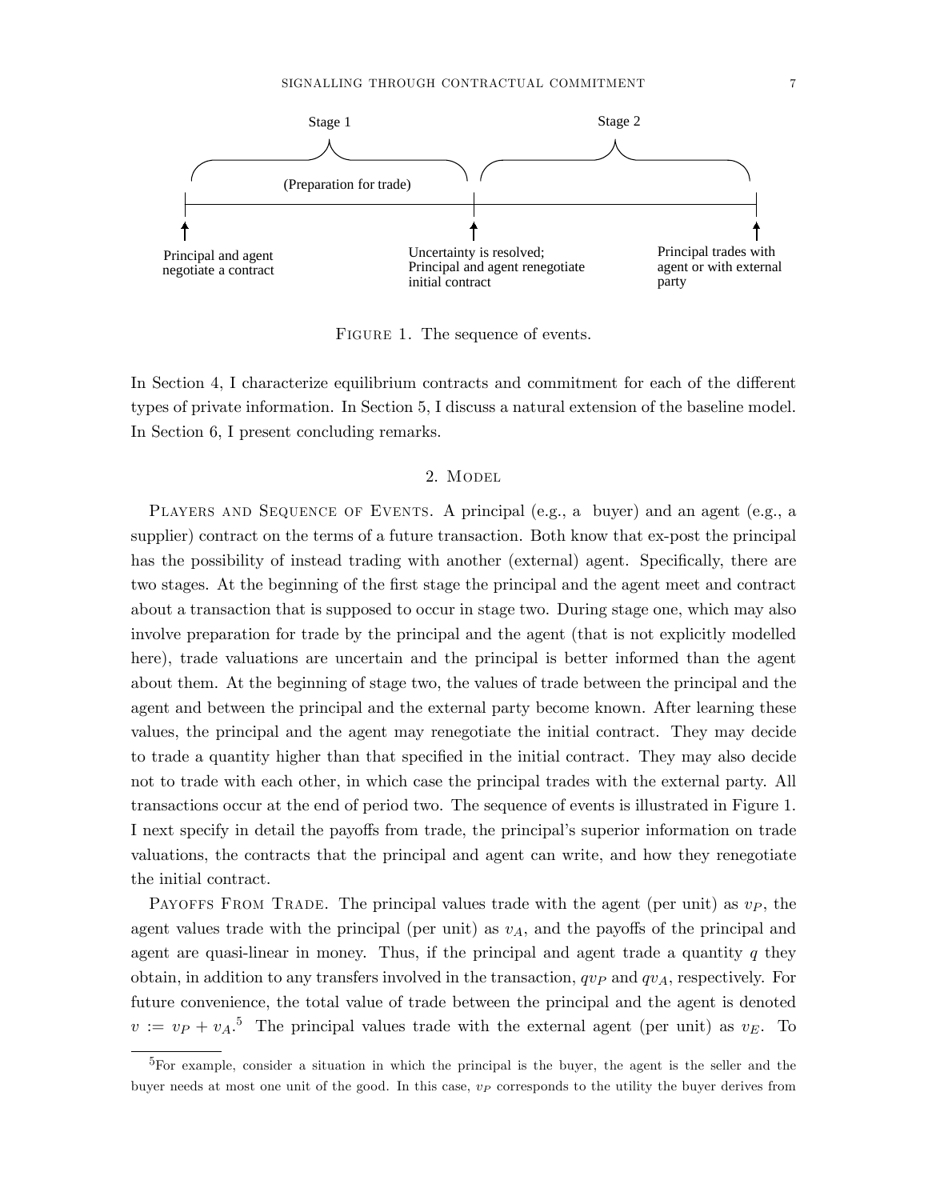Stage 1

(Preparation for trade)

Stage 2

Principal and agent negotiate a contract

Uncertainty is resolved; Principal and agent renegotiate initial contract

Principal trades with agent or with external party

Figure 1. The sequence of events.

In Section 4, I characterize equilibrium contracts and commitment for each of the different types of private information. In Section 5, I discuss a natural extension of the baseline model. In Section 6, I present concluding remarks.

## 2. Model

Players and Sequence of Events. A principal (e.g., a buyer) and an agent (e.g., a supplier) contract on the terms of a future transaction. Both know that ex-post the principal has the possibility of instead trading with another (external) agent. Specifically, there are two stages. At the beginning of the first stage the principal and the agent meet and contract about a transaction that is supposed to occur in stage two. During stage one, which may also involve preparation for trade by the principal and the agent (that is not explicitly modelled here), trade valuations are uncertain and the principal is better informed than the agent about them. At the beginning of stage two, the values of trade between the principal and the agent and between the principal and the external party become known. After learning these values, the principal and the agent may renegotiate the initial contract. They may decide to trade a quantity higher than that specified in the initial contract. They may also decide not to trade with each other, in which case the principal trades with the external party. All transactions occur at the end of period two. The sequence of events is illustrated in Figure 1. I next specify in detail the payoffs from trade, the principal's superior information on trade valuations, the contracts that the principal and agent can write, and how they renegotiate the initial contract.

Payoffs From Trade. The principal values trade with the agent (per unit) as $v_P$, the agent values trade with the principal (per unit) as $v_A$, and the payoffs of the principal and agent are quasi-linear in money. Thus, if the principal and agent trade a quantity $q$ they obtain, in addition to any transfers involved in the transaction, $qv_P$ and $qv_A$, respectively. For future convenience, the total value of trade between the principal and the agent is denoted $v := v_P + v_A$.[5] The principal values trade with the external agent (per unit) as $v_E$. To

[5] For example, consider a situation in which the principal is the buyer, the agent is the seller and the buyer needs at most one unit of the good. In this case, $v_P$ corresponds to the utility the buyer derives from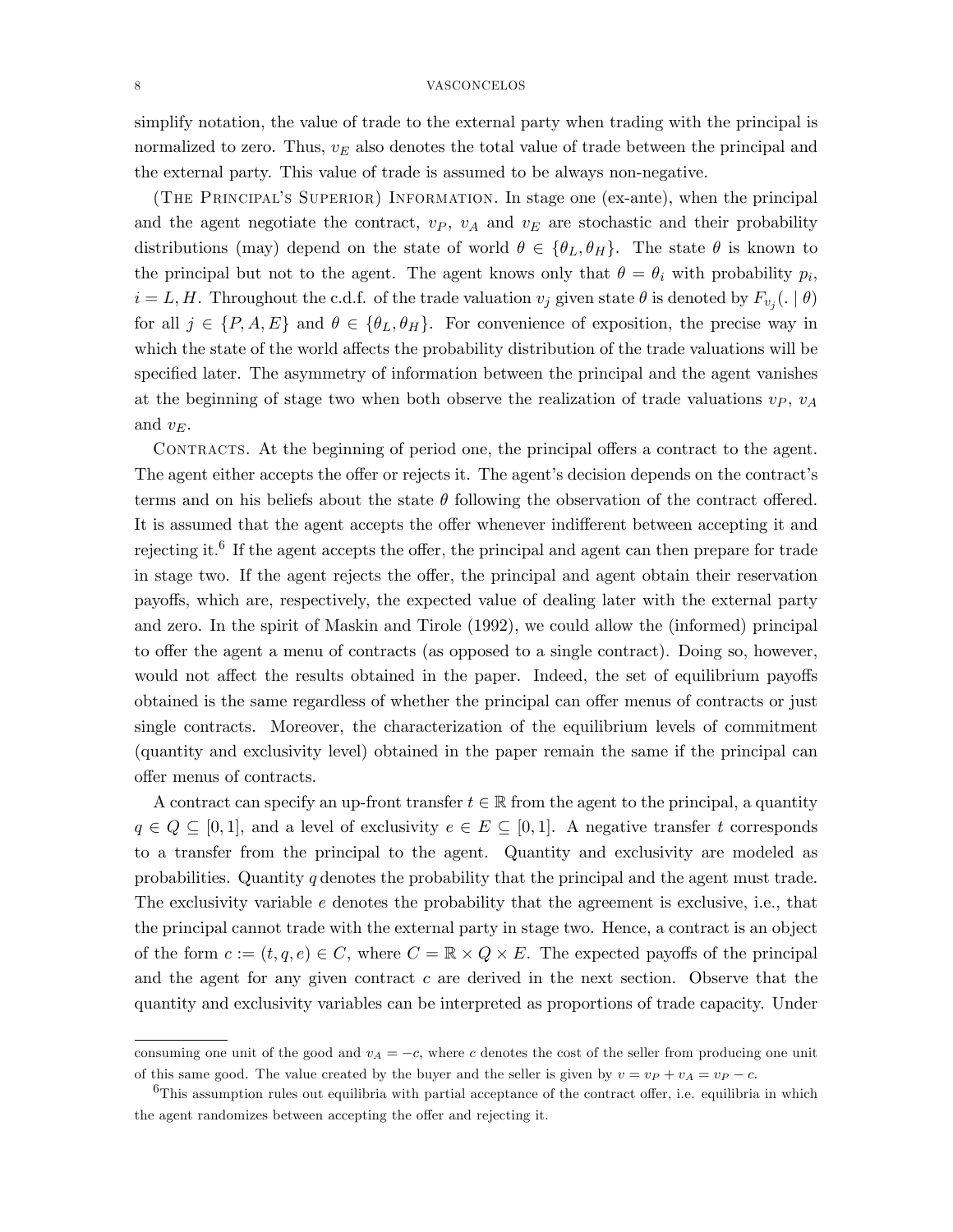simplify notation, the value of trade to the external party when trading with the principal is normalized to zero. Thus, $v_E$ also denotes the total value of trade between the principal and the external party. This value of trade is assumed to be always non-negative.

(The Principal's Superior) Information. In stage one (ex-ante), when the principal and the agent negotiate the contract, $v_P$, $v_A$ and $v_E$ are stochastic and their probability distributions (may) depend on the state of world $\theta \in \{\theta_L, \theta_H\}$. The state $\theta$ is known to the principal but not to the agent. The agent knows only that $\theta = \theta_i$ with probability $p_i$, $i = L, H$. Throughout the c.d.f. of the trade valuation $v_j$ given state $\theta$ is denoted by $F_{v_j}(. \mid \theta)$ for all $j \in \{P, A, E\}$ and $\theta \in \{\theta_L, \theta_H\}$. For convenience of exposition, the precise way in which the state of the world affects the probability distribution of the trade valuations will be specified later. The asymmetry of information between the principal and the agent vanishes at the beginning of stage two when both observe the realization of trade valuations $v_P$, $v_A$ and $v_E$.

Contracts. At the beginning of period one, the principal offers a contract to the agent. The agent either accepts the offer or rejects it. The agent's decision depends on the contract's terms and on his beliefs about the state $\theta$ following the observation of the contract offered. It is assumed that the agent accepts the offer whenever indifferent between accepting it and rejecting it.[6] If the agent accepts the offer, the principal and agent can then prepare for trade in stage two. If the agent rejects the offer, the principal and agent obtain their reservation payoffs, which are, respectively, the expected value of dealing later with the external party and zero. In the spirit of Maskin and Tirole (1992), we could allow the (informed) principal to offer the agent a menu of contracts (as opposed to a single contract). Doing so, however, would not affect the results obtained in the paper. Indeed, the set of equilibrium payoffs obtained is the same regardless of whether the principal can offer menus of contracts or just single contracts. Moreover, the characterization of the equilibrium levels of commitment (quantity and exclusivity level) obtained in the paper remain the same if the principal can offer menus of contracts.

A contract can specify an up-front transfer $t \in \mathbb{R}$ from the agent to the principal, a quantity $q \in Q \subseteq [0, 1]$, and a level of exclusivity $e \in E \subseteq [0, 1]$. A negative transfer $t$ corresponds to a transfer from the principal to the agent. Quantity and exclusivity are modeled as probabilities. Quantity $q$ denotes the probability that the principal and the agent must trade. The exclusivity variable $e$ denotes the probability that the agreement is exclusive, i.e., that the principal cannot trade with the external party in stage two. Hence, a contract is an object of the form $c := (t, q, e) \in C$, where $C = \mathbb{R} \times Q \times E$. The expected payoffs of the principal and the agent for any given contract $c$ are derived in the next section. Observe that the quantity and exclusivity variables can be interpreted as proportions of trade capacity. Under

---

consuming one unit of the good and $v_A = -c$, where $c$ denotes the cost of the seller from producing one unit of this same good. The value created by the buyer and the seller is given by $v = v_P + v_A = v_P - c$.

[6] This assumption rules out equilibria with partial acceptance of the contract offer, i.e. equilibria in which the agent randomizes between accepting the offer and rejecting it.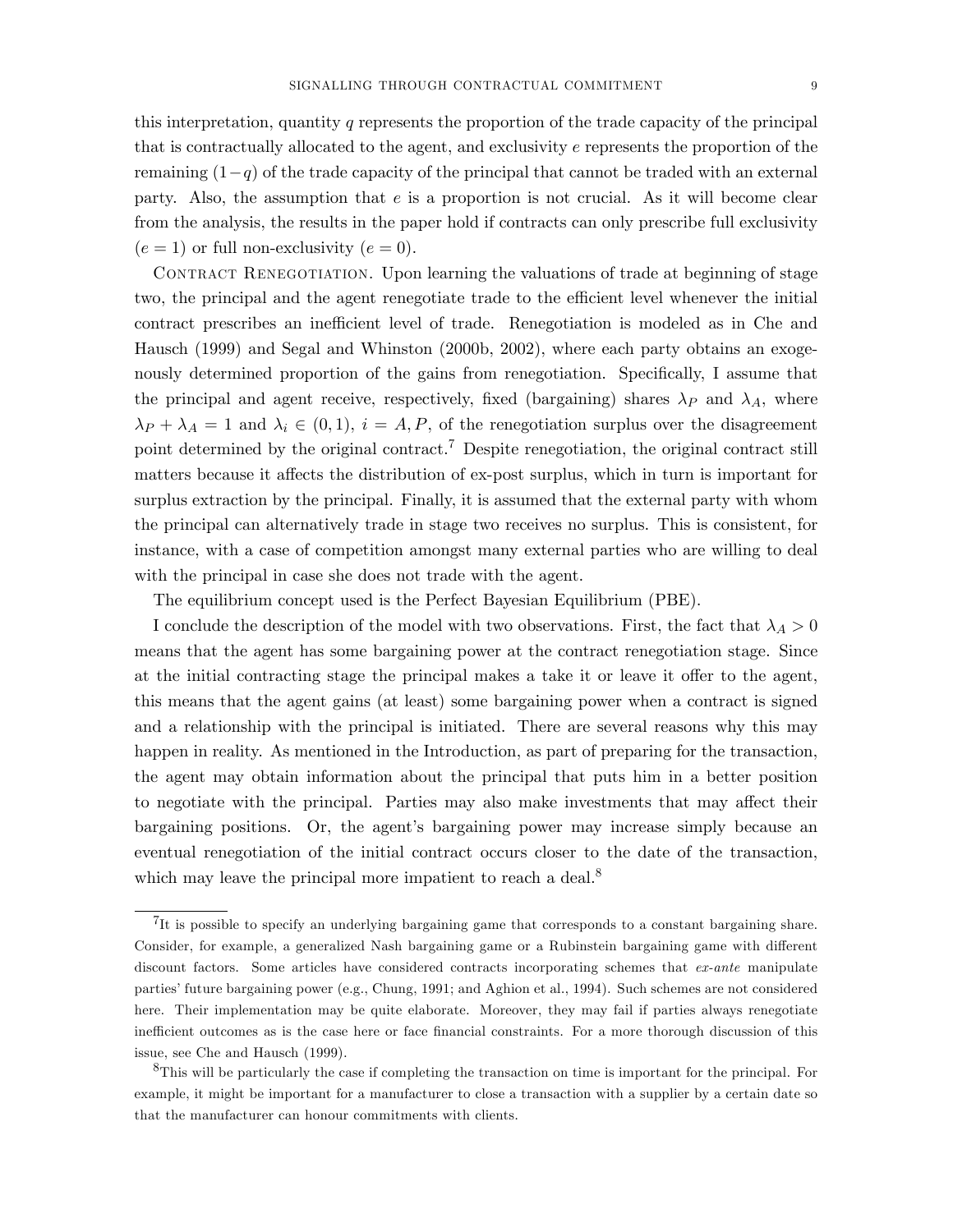this interpretation, quantity $q$ represents the proportion of the trade capacity of the principal that is contractually allocated to the agent, and exclusivity $e$ represents the proportion of the remaining $(1-q)$ of the trade capacity of the principal that cannot be traded with an external party. Also, the assumption that $e$ is a proportion is not crucial. As it will become clear from the analysis, the results in the paper hold if contracts can only prescribe full exclusivity $(e = 1)$ or full non-exclusivity $(e = 0)$.

Contract Renegotiation. Upon learning the valuations of trade at beginning of stage two, the principal and the agent renegotiate trade to the efficient level whenever the initial contract prescribes an inefficient level of trade. Renegotiation is modeled as in Che and Hausch (1999) and Segal and Whinston (2000b, 2002), where each party obtains an exogenously determined proportion of the gains from renegotiation. Specifically, I assume that the principal and agent receive, respectively, fixed (bargaining) shares $\lambda_P$ and $\lambda_A$, where $\lambda_P + \lambda_A = 1$ and $\lambda_i \in (0, 1)$, $i = A, P$, of the renegotiation surplus over the disagreement point determined by the original contract.[7] Despite renegotiation, the original contract still matters because it affects the distribution of ex-post surplus, which in turn is important for surplus extraction by the principal. Finally, it is assumed that the external party with whom the principal can alternatively trade in stage two receives no surplus. This is consistent, for instance, with a case of competition amongst many external parties who are willing to deal with the principal in case she does not trade with the agent.

The equilibrium concept used is the Perfect Bayesian Equilibrium (PBE).

I conclude the description of the model with two observations. First, the fact that $\lambda_A > 0$ means that the agent has some bargaining power at the contract renegotiation stage. Since at the initial contracting stage the principal makes a take it or leave it offer to the agent, this means that the agent gains (at least) some bargaining power when a contract is signed and a relationship with the principal is initiated. There are several reasons why this may happen in reality. As mentioned in the Introduction, as part of preparing for the transaction, the agent may obtain information about the principal that puts him in a better position to negotiate with the principal. Parties may also make investments that may affect their bargaining positions. Or, the agent's bargaining power may increase simply because an eventual renegotiation of the initial contract occurs closer to the date of the transaction, which may leave the principal more impatient to reach a deal.[8]

[7] It is possible to specify an underlying bargaining game that corresponds to a constant bargaining share. Consider, for example, a generalized Nash bargaining game or a Rubinstein bargaining game with different discount factors. Some articles have considered contracts incorporating schemes that *ex-ante* manipulate parties' future bargaining power (e.g., Chung, 1991; and Aghion et al., 1994). Such schemes are not considered here. Their implementation may be quite elaborate. Moreover, they may fail if parties always renegotiate inefficient outcomes as is the case here or face financial constraints. For a more thorough discussion of this issue, see Che and Hausch (1999).

[8] This will be particularly the case if completing the transaction on time is important for the principal. For example, it might be important for a manufacturer to close a transaction with a supplier by a certain date so that the manufacturer can honour commitments with clients.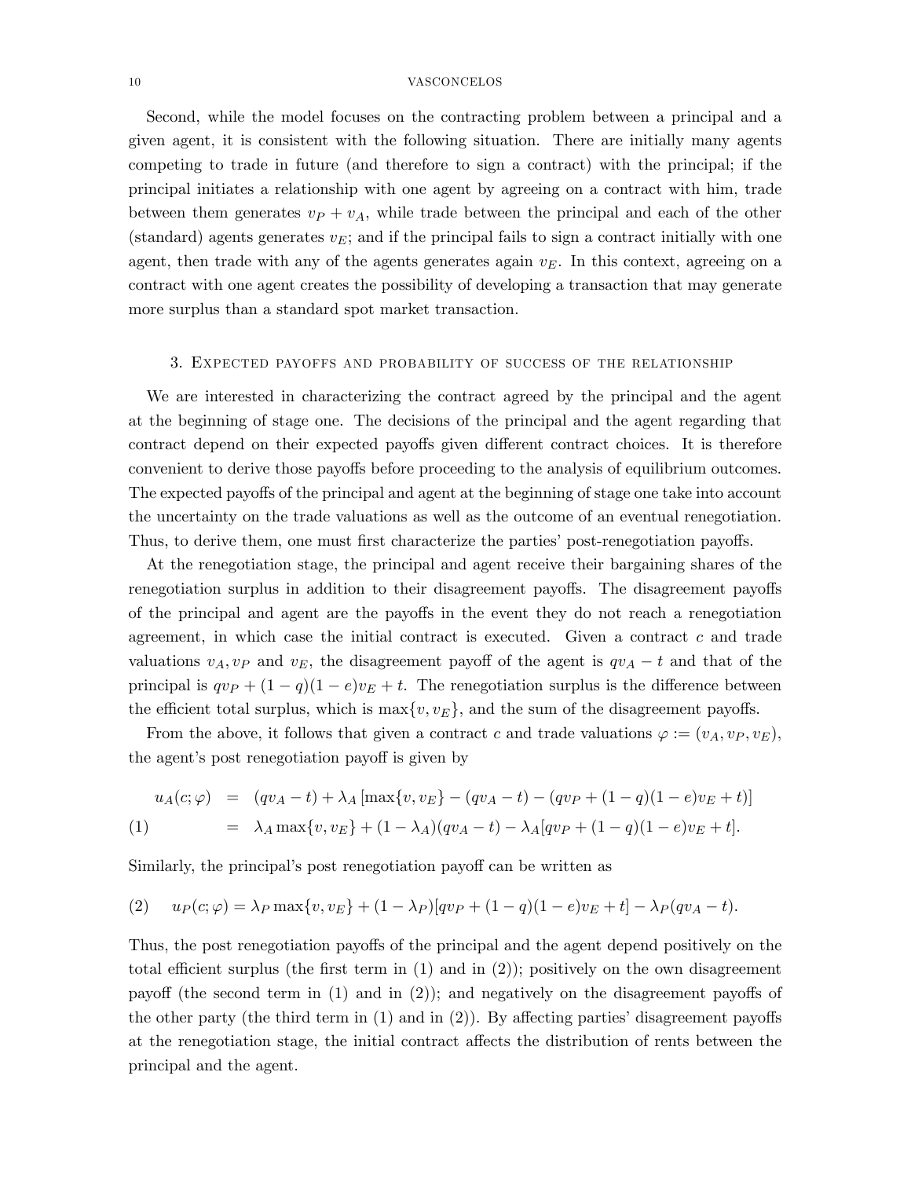Second, while the model focuses on the contracting problem between a principal and a given agent, it is consistent with the following situation. There are initially many agents competing to trade in future (and therefore to sign a contract) with the principal; if the principal initiates a relationship with one agent by agreeing on a contract with him, trade between them generates $v_P + v_A$, while trade between the principal and each of the other (standard) agents generates $v_E$; and if the principal fails to sign a contract initially with one agent, then trade with any of the agents generates again $v_E$. In this context, agreeing on a contract with one agent creates the possibility of developing a transaction that may generate more surplus than a standard spot market transaction.

## 3. Expected payoffs and probability of success of the relationship

We are interested in characterizing the contract agreed by the principal and the agent at the beginning of stage one. The decisions of the principal and the agent regarding that contract depend on their expected payoffs given different contract choices. It is therefore convenient to derive those payoffs before proceeding to the analysis of equilibrium outcomes. The expected payoffs of the principal and agent at the beginning of stage one take into account the uncertainty on the trade valuations as well as the outcome of an eventual renegotiation. Thus, to derive them, one must first characterize the parties' post-renegotiation payoffs.

At the renegotiation stage, the principal and agent receive their bargaining shares of the renegotiation surplus in addition to their disagreement payoffs. The disagreement payoffs of the principal and agent are the payoffs in the event they do not reach a renegotiation agreement, in which case the initial contract is executed. Given a contract $c$ and trade valuations $v_A, v_P$ and $v_E$, the disagreement payoff of the agent is $qv_A - t$ and that of the principal is $qv_P + (1-q)(1-e)v_E + t$. The renegotiation surplus is the difference between the efficient total surplus, which is $\max\{v, v_E\}$, and the sum of the disagreement payoffs.

From the above, it follows that given a contract $c$ and trade valuations $\varphi := (v_A, v_P, v_E)$, the agent's post renegotiation payoff is given by

$$\begin{aligned} u_A(c;\varphi) &= (qv_A - t) + \lambda_A\left[\max\{v, v_E\} - (qv_A - t) - (qv_P + (1-q)(1-e)v_E + t)\right] \\ &= \lambda_A \max\{v, v_E\} + (1-\lambda_A)(qv_A - t) - \lambda_A[qv_P + (1-q)(1-e)v_E + t]. \end{aligned} \tag{1}$$

Similarly, the principal's post renegotiation payoff can be written as

$$u_P(c;\varphi) = \lambda_P \max\{v, v_E\} + (1-\lambda_P)[qv_P + (1-q)(1-e)v_E + t] - \lambda_P(qv_A - t). \tag{2}$$

Thus, the post renegotiation payoffs of the principal and the agent depend positively on the total efficient surplus (the first term in (1) and in (2)); positively on the own disagreement payoff (the second term in (1) and in (2)); and negatively on the disagreement payoffs of the other party (the third term in (1) and in (2)). By affecting parties' disagreement payoffs at the renegotiation stage, the initial contract affects the distribution of rents between the principal and the agent.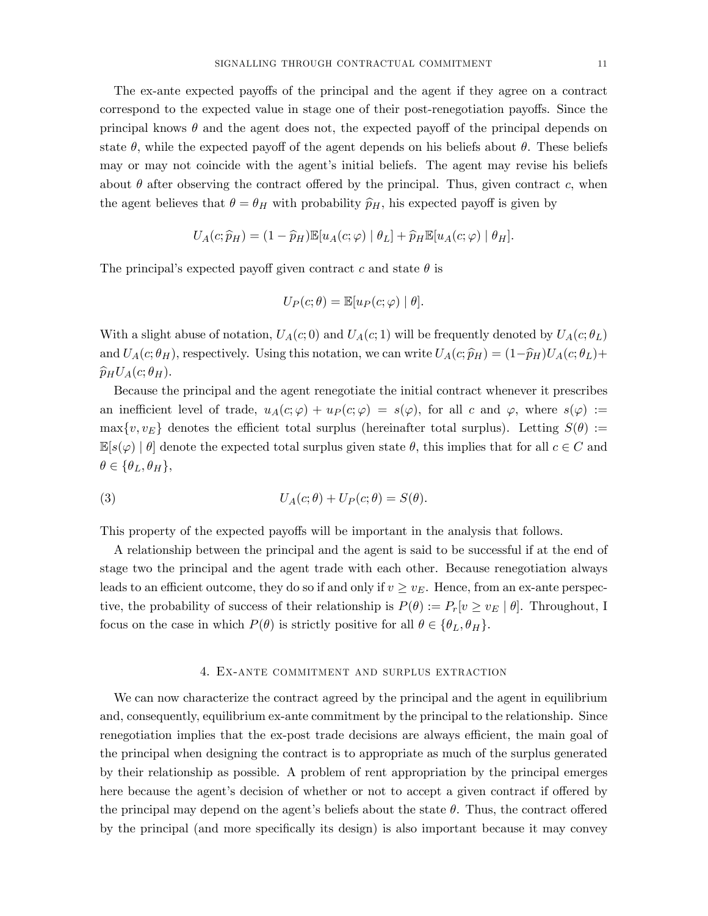The ex-ante expected payoffs of the principal and the agent if they agree on a contract correspond to the expected value in stage one of their post-renegotiation payoffs. Since the principal knows $\theta$ and the agent does not, the expected payoff of the principal depends on state $\theta$, while the expected payoff of the agent depends on his beliefs about $\theta$. These beliefs may or may not coincide with the agent's initial beliefs. The agent may revise his beliefs about $\theta$ after observing the contract offered by the principal. Thus, given contract $c$, when the agent believes that $\theta = \theta_H$ with probability $\widehat{p}_H$, his expected payoff is given by

$$U_A(c; \widehat{p}_H) = (1 - \widehat{p}_H)\mathbb{E}[u_A(c; \varphi) \mid \theta_L] + \widehat{p}_H \mathbb{E}[u_A(c; \varphi) \mid \theta_H].$$

The principal's expected payoff given contract $c$ and state $\theta$ is

$$U_P(c; \theta) = \mathbb{E}[u_P(c; \varphi) \mid \theta].$$

With a slight abuse of notation, $U_A(c; 0)$ and $U_A(c; 1)$ will be frequently denoted by $U_A(c; \theta_L)$ and $U_A(c; \theta_H)$, respectively. Using this notation, we can write $U_A(c; \widehat{p}_H) = (1-\widehat{p}_H)U_A(c; \theta_L) + \widehat{p}_H U_A(c; \theta_H)$.

Because the principal and the agent renegotiate the initial contract whenever it prescribes an inefficient level of trade, $u_A(c; \varphi) + u_P(c; \varphi) = s(\varphi)$, for all $c$ and $\varphi$, where $s(\varphi) := \max\{v, v_E\}$ denotes the efficient total surplus (hereinafter total surplus). Letting $S(\theta) := \mathbb{E}[s(\varphi) \mid \theta]$ denote the expected total surplus given state $\theta$, this implies that for all $c \in C$ and $\theta \in \{\theta_L, \theta_H\}$,

$$U_A(c; \theta) + U_P(c; \theta) = S(\theta). \tag{3}$$

This property of the expected payoffs will be important in the analysis that follows.

A relationship between the principal and the agent is said to be successful if at the end of stage two the principal and the agent trade with each other. Because renegotiation always leads to an efficient outcome, they do so if and only if $v \geq v_E$. Hence, from an ex-ante perspective, the probability of success of their relationship is $P(\theta) := P_r[v \geq v_E \mid \theta]$. Throughout, I focus on the case in which $P(\theta)$ is strictly positive for all $\theta \in \{\theta_L, \theta_H\}$.

## 4. Ex-ante commitment and surplus extraction

We can now characterize the contract agreed by the principal and the agent in equilibrium and, consequently, equilibrium ex-ante commitment by the principal to the relationship. Since renegotiation implies that the ex-post trade decisions are always efficient, the main goal of the principal when designing the contract is to appropriate as much of the surplus generated by their relationship as possible. A problem of rent appropriation by the principal emerges here because the agent's decision of whether or not to accept a given contract if offered by the principal may depend on the agent's beliefs about the state $\theta$. Thus, the contract offered by the principal (and more specifically its design) is also important because it may convey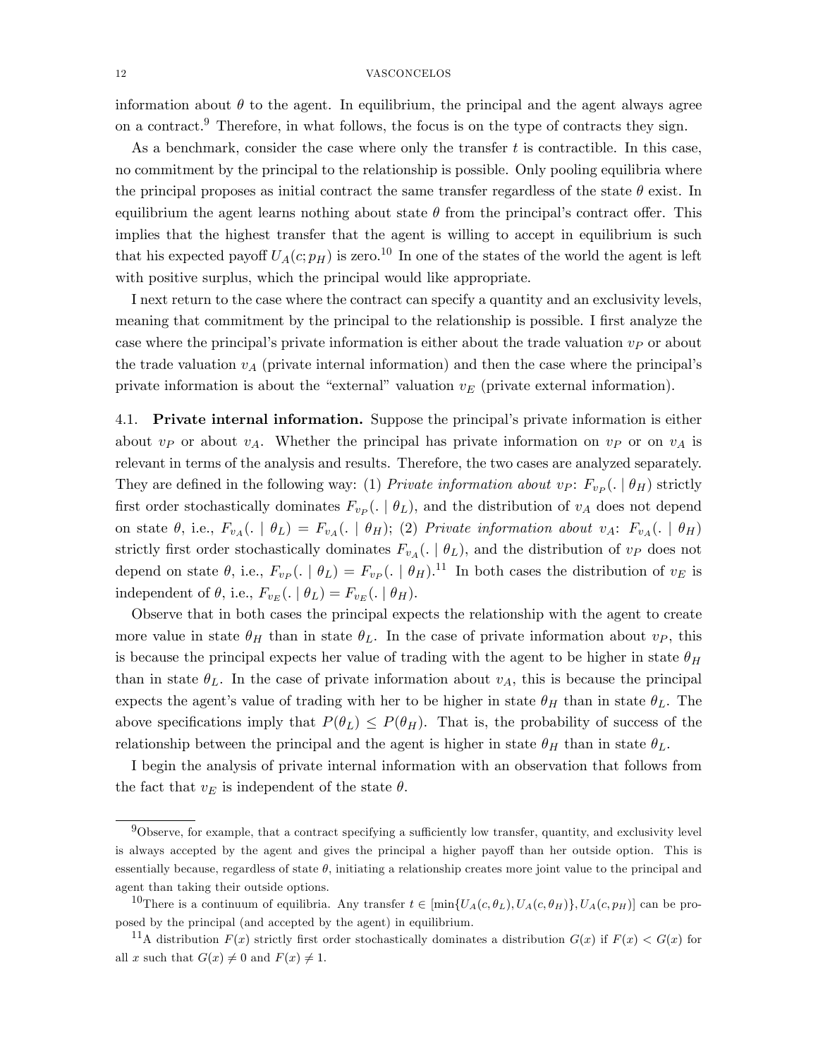information about $\theta$ to the agent. In equilibrium, the principal and the agent always agree on a contract.[9] Therefore, in what follows, the focus is on the type of contracts they sign.

As a benchmark, consider the case where only the transfer $t$ is contractible. In this case, no commitment by the principal to the relationship is possible. Only pooling equilibria where the principal proposes as initial contract the same transfer regardless of the state $\theta$ exist. In equilibrium the agent learns nothing about state $\theta$ from the principal's contract offer. This implies that the highest transfer that the agent is willing to accept in equilibrium is such that his expected payoff $U_A(c; p_H)$ is zero.[10] In one of the states of the world the agent is left with positive surplus, which the principal would like appropriate.

I next return to the case where the contract can specify a quantity and an exclusivity levels, meaning that commitment by the principal to the relationship is possible. I first analyze the case where the principal's private information is either about the trade valuation $v_P$ or about the trade valuation $v_A$ (private internal information) and then the case where the principal's private information is about the "external" valuation $v_E$ (private external information).

4.1. **Private internal information.** Suppose the principal's private information is either about $v_P$ or about $v_A$. Whether the principal has private information on $v_P$ or on $v_A$ is relevant in terms of the analysis and results. Therefore, the two cases are analyzed separately. They are defined in the following way: (1) *Private information about* $v_P$: $F_{v_P}(. \mid \theta_H)$ strictly first order stochastically dominates $F_{v_P}(. \mid \theta_L)$, and the distribution of $v_A$ does not depend on state $\theta$, i.e., $F_{v_A}(. \mid \theta_L) = F_{v_A}(. \mid \theta_H)$; (2) *Private information about* $v_A$: $F_{v_A}(. \mid \theta_H)$ strictly first order stochastically dominates $F_{v_A}(. \mid \theta_L)$, and the distribution of $v_P$ does not depend on state $\theta$, i.e., $F_{v_P}(. \mid \theta_L) = F_{v_P}(. \mid \theta_H)$.[11] In both cases the distribution of $v_E$ is independent of $\theta$, i.e., $F_{v_E}(. \mid \theta_L) = F_{v_E}(. \mid \theta_H)$.

Observe that in both cases the principal expects the relationship with the agent to create more value in state $\theta_H$ than in state $\theta_L$. In the case of private information about $v_P$, this is because the principal expects her value of trading with the agent to be higher in state $\theta_H$ than in state $\theta_L$. In the case of private information about $v_A$, this is because the principal expects the agent's value of trading with her to be higher in state $\theta_H$ than in state $\theta_L$. The above specifications imply that $P(\theta_L) \leq P(\theta_H)$. That is, the probability of success of the relationship between the principal and the agent is higher in state $\theta_H$ than in state $\theta_L$.

I begin the analysis of private internal information with an observation that follows from the fact that $v_E$ is independent of the state $\theta$.

---

[9]Observe, for example, that a contract specifying a sufficiently low transfer, quantity, and exclusivity level is always accepted by the agent and gives the principal a higher payoff than her outside option. This is essentially because, regardless of state $\theta$, initiating a relationship creates more joint value to the principal and agent than taking their outside options.

[10]There is a continuum of equilibria. Any transfer $t \in [\min\{U_A(c, \theta_L), U_A(c, \theta_H)\}, U_A(c, p_H)]$ can be proposed by the principal (and accepted by the agent) in equilibrium.

[11]A distribution $F(x)$ strictly first order stochastically dominates a distribution $G(x)$ if $F(x) < G(x)$ for all $x$ such that $G(x) \neq 0$ and $F(x) \neq 1$.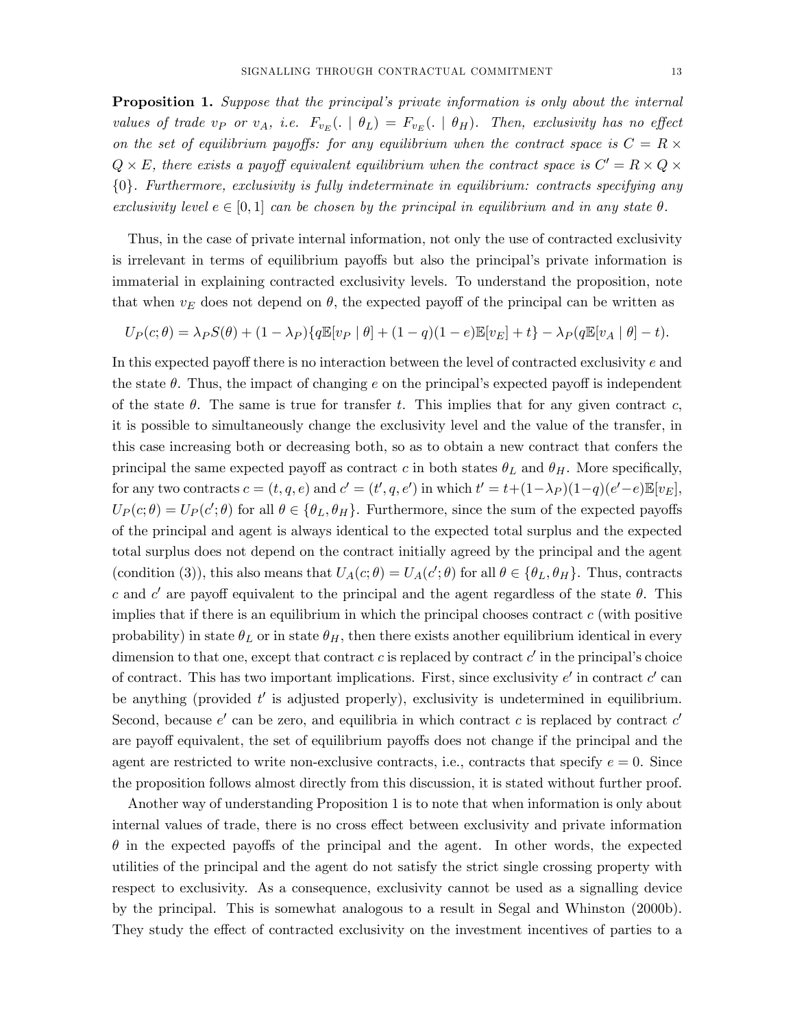**Proposition 1.** *Suppose that the principal's private information is only about the internal values of trade $v_P$ or $v_A$, i.e. $F_{v_E}(. \mid \theta_L) = F_{v_E}(. \mid \theta_H)$. Then, exclusivity has no effect on the set of equilibrium payoffs: for any equilibrium when the contract space is $C = R \times Q \times E$, there exists a payoff equivalent equilibrium when the contract space is $C' = R \times Q \times \{0\}$. Furthermore, exclusivity is fully indeterminate in equilibrium: contracts specifying any exclusivity level $e \in [0, 1]$ can be chosen by the principal in equilibrium and in any state $\theta$.*

Thus, in the case of private internal information, not only the use of contracted exclusivity is irrelevant in terms of equilibrium payoffs but also the principal's private information is immaterial in explaining contracted exclusivity levels. To understand the proposition, note that when $v_E$ does not depend on $\theta$, the expected payoff of the principal can be written as

$$U_P(c; \theta) = \lambda_P S(\theta) + (1 - \lambda_P)\{q\mathbb{E}[v_P \mid \theta] + (1 - q)(1 - e)\mathbb{E}[v_E] + t\} - \lambda_P(q\mathbb{E}[v_A \mid \theta] - t).$$

In this expected payoff there is no interaction between the level of contracted exclusivity $e$ and the state $\theta$. Thus, the impact of changing $e$ on the principal's expected payoff is independent of the state $\theta$. The same is true for transfer $t$. This implies that for any given contract $c$, it is possible to simultaneously change the exclusivity level and the value of the transfer, in this case increasing both or decreasing both, so as to obtain a new contract that confers the principal the same expected payoff as contract $c$ in both states $\theta_L$ and $\theta_H$. More specifically, for any two contracts $c = (t, q, e)$ and $c' = (t', q, e')$ in which $t' = t + (1 - \lambda_P)(1 - q)(e' - e)\mathbb{E}[v_E]$, $U_P(c; \theta) = U_P(c'; \theta)$ for all $\theta \in \{\theta_L, \theta_H\}$. Furthermore, since the sum of the expected payoffs of the principal and agent is always identical to the expected total surplus and the expected total surplus does not depend on the contract initially agreed by the principal and the agent (condition (3)), this also means that $U_A(c; \theta) = U_A(c'; \theta)$ for all $\theta \in \{\theta_L, \theta_H\}$. Thus, contracts $c$ and $c'$ are payoff equivalent to the principal and the agent regardless of the state $\theta$. This implies that if there is an equilibrium in which the principal chooses contract $c$ (with positive probability) in state $\theta_L$ or in state $\theta_H$, then there exists another equilibrium identical in every dimension to that one, except that contract $c$ is replaced by contract $c'$ in the principal's choice of contract. This has two important implications. First, since exclusivity $e'$ in contract $c'$ can be anything (provided $t'$ is adjusted properly), exclusivity is undetermined in equilibrium. Second, because $e'$ can be zero, and equilibria in which contract $c$ is replaced by contract $c'$ are payoff equivalent, the set of equilibrium payoffs does not change if the principal and the agent are restricted to write non-exclusive contracts, i.e., contracts that specify $e = 0$. Since the proposition follows almost directly from this discussion, it is stated without further proof.

Another way of understanding Proposition 1 is to note that when information is only about internal values of trade, there is no cross effect between exclusivity and private information $\theta$ in the expected payoffs of the principal and the agent. In other words, the expected utilities of the principal and the agent do not satisfy the strict single crossing property with respect to exclusivity. As a consequence, exclusivity cannot be used as a signalling device by the principal. This is somewhat analogous to a result in Segal and Whinston (2000b). They study the effect of contracted exclusivity on the investment incentives of parties to a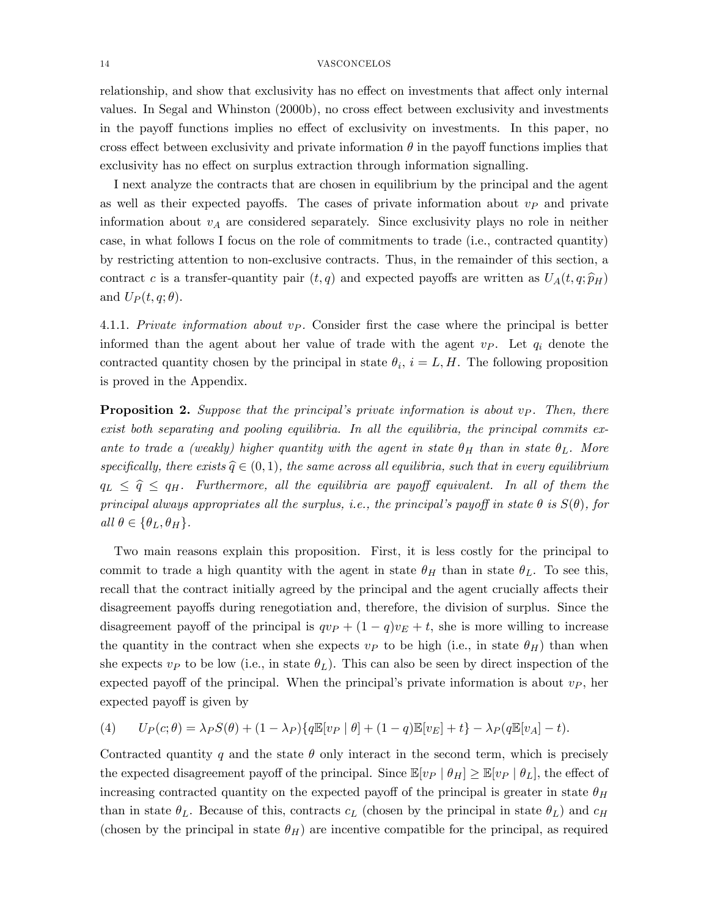relationship, and show that exclusivity has no effect on investments that affect only internal values. In Segal and Whinston (2000b), no cross effect between exclusivity and investments in the payoff functions implies no effect of exclusivity on investments. In this paper, no cross effect between exclusivity and private information $\theta$ in the payoff functions implies that exclusivity has no effect on surplus extraction through information signalling.

I next analyze the contracts that are chosen in equilibrium by the principal and the agent as well as their expected payoffs. The cases of private information about $v_P$ and private information about $v_A$ are considered separately. Since exclusivity plays no role in neither case, in what follows I focus on the role of commitments to trade (i.e., contracted quantity) by restricting attention to non-exclusive contracts. Thus, in the remainder of this section, a contract $c$ is a transfer-quantity pair $(t, q)$ and expected payoffs are written as $U_A(t, q; \widehat{p}_H)$ and $U_P(t, q; \theta)$.

4.1.1. *Private information about $v_P$.* Consider first the case where the principal is better informed than the agent about her value of trade with the agent $v_P$. Let $q_i$ denote the contracted quantity chosen by the principal in state $\theta_i$, $i = L, H$. The following proposition is proved in the Appendix.

**Proposition 2.** *Suppose that the principal's private information is about $v_P$. Then, there exist both separating and pooling equilibria. In all the equilibria, the principal commits ex-ante to trade a (weakly) higher quantity with the agent in state $\theta_H$ than in state $\theta_L$. More specifically, there exists $\widehat{q} \in (0, 1)$, the same across all equilibria, such that in every equilibrium $q_L \leq \widehat{q} \leq q_H$. Furthermore, all the equilibria are payoff equivalent. In all of them the principal always appropriates all the surplus, i.e., the principal's payoff in state $\theta$ is $S(\theta)$, for all $\theta \in \{\theta_L, \theta_H\}$.*

Two main reasons explain this proposition. First, it is less costly for the principal to commit to trade a high quantity with the agent in state $\theta_H$ than in state $\theta_L$. To see this, recall that the contract initially agreed by the principal and the agent crucially affects their disagreement payoffs during renegotiation and, therefore, the division of surplus. Since the disagreement payoff of the principal is $qv_P + (1 - q)v_E + t$, she is more willing to increase the quantity in the contract when she expects $v_P$ to be high (i.e., in state $\theta_H$) than when she expects $v_P$ to be low (i.e., in state $\theta_L$). This can also be seen by direct inspection of the expected payoff of the principal. When the principal's private information is about $v_P$, her expected payoff is given by

$$U_P(c; \theta) = \lambda_P S(\theta) + (1 - \lambda_P)\{q\mathbb{E}[v_P \mid \theta] + (1 - q)\mathbb{E}[v_E] + t\} - \lambda_P(q\mathbb{E}[v_A] - t). \tag{4}$$

Contracted quantity $q$ and the state $\theta$ only interact in the second term, which is precisely the expected disagreement payoff of the principal. Since $\mathbb{E}[v_P \mid \theta_H] \geq \mathbb{E}[v_P \mid \theta_L]$, the effect of increasing contracted quantity on the expected payoff of the principal is greater in state $\theta_H$ than in state $\theta_L$. Because of this, contracts $c_L$ (chosen by the principal in state $\theta_L$) and $c_H$ (chosen by the principal in state $\theta_H$) are incentive compatible for the principal, as required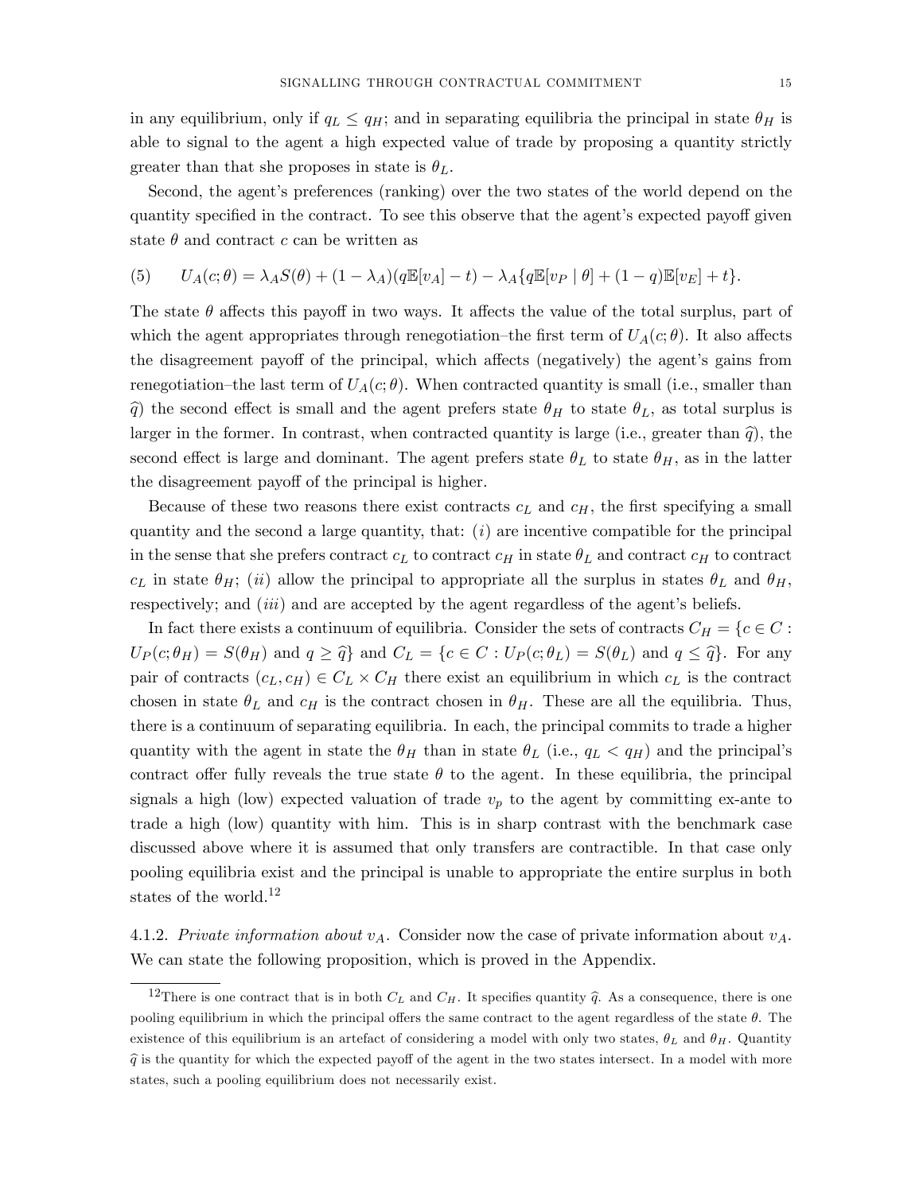in any equilibrium, only if $q_L \leq q_H$; and in separating equilibria the principal in state $\theta_H$ is able to signal to the agent a high expected value of trade by proposing a quantity strictly greater than that she proposes in state is $\theta_L$.

Second, the agent's preferences (ranking) over the two states of the world depend on the quantity specified in the contract. To see this observe that the agent's expected payoff given state $\theta$ and contract $c$ can be written as

$$U_A(c;\theta) = \lambda_A S(\theta) + (1-\lambda_A)(q\mathbb{E}[v_A] - t) - \lambda_A\{q\mathbb{E}[v_P \mid \theta] + (1-q)\mathbb{E}[v_E] + t\}. \tag{5}$$

The state $\theta$ affects this payoff in two ways. It affects the value of the total surplus, part of which the agent appropriates through renegotiation–the first term of $U_A(c;\theta)$. It also affects the disagreement payoff of the principal, which affects (negatively) the agent's gains from renegotiation–the last term of $U_A(c;\theta)$. When contracted quantity is small (i.e., smaller than $\widehat{q}$) the second effect is small and the agent prefers state $\theta_H$ to state $\theta_L$, as total surplus is larger in the former. In contrast, when contracted quantity is large (i.e., greater than $\widehat{q}$), the second effect is large and dominant. The agent prefers state $\theta_L$ to state $\theta_H$, as in the latter the disagreement payoff of the principal is higher.

Because of these two reasons there exist contracts $c_L$ and $c_H$, the first specifying a small quantity and the second a large quantity, that: $(i)$ are incentive compatible for the principal in the sense that she prefers contract $c_L$ to contract $c_H$ in state $\theta_L$ and contract $c_H$ to contract $c_L$ in state $\theta_H$; $(ii)$ allow the principal to appropriate all the surplus in states $\theta_L$ and $\theta_H$, respectively; and $(iii)$ and are accepted by the agent regardless of the agent's beliefs.

In fact there exists a continuum of equilibria. Consider the sets of contracts $C_H = \{c \in C : U_P(c;\theta_H) = S(\theta_H) \text{ and } q \geq \widehat{q}\}$ and $C_L = \{c \in C : U_P(c;\theta_L) = S(\theta_L) \text{ and } q \leq \widehat{q}\}$. For any pair of contracts $(c_L, c_H) \in C_L \times C_H$ there exist an equilibrium in which $c_L$ is the contract chosen in state $\theta_L$ and $c_H$ is the contract chosen in $\theta_H$. These are all the equilibria. Thus, there is a continuum of separating equilibria. In each, the principal commits to trade a higher quantity with the agent in state the $\theta_H$ than in state $\theta_L$ (i.e., $q_L < q_H$) and the principal's contract offer fully reveals the true state $\theta$ to the agent. In these equilibria, the principal signals a high (low) expected valuation of trade $v_p$ to the agent by committing ex-ante to trade a high (low) quantity with him. This is in sharp contrast with the benchmark case discussed above where it is assumed that only transfers are contractible. In that case only pooling equilibria exist and the principal is unable to appropriate the entire surplus in both states of the world.[12]

4.1.2. *Private information about $v_A$.* Consider now the case of private information about $v_A$. We can state the following proposition, which is proved in the Appendix.

[12]There is one contract that is in both $C_L$ and $C_H$. It specifies quantity $\widehat{q}$. As a consequence, there is one pooling equilibrium in which the principal offers the same contract to the agent regardless of the state $\theta$. The existence of this equilibrium is an artefact of considering a model with only two states, $\theta_L$ and $\theta_H$. Quantity $\widehat{q}$ is the quantity for which the expected payoff of the agent in the two states intersect. In a model with more states, such a pooling equilibrium does not necessarily exist.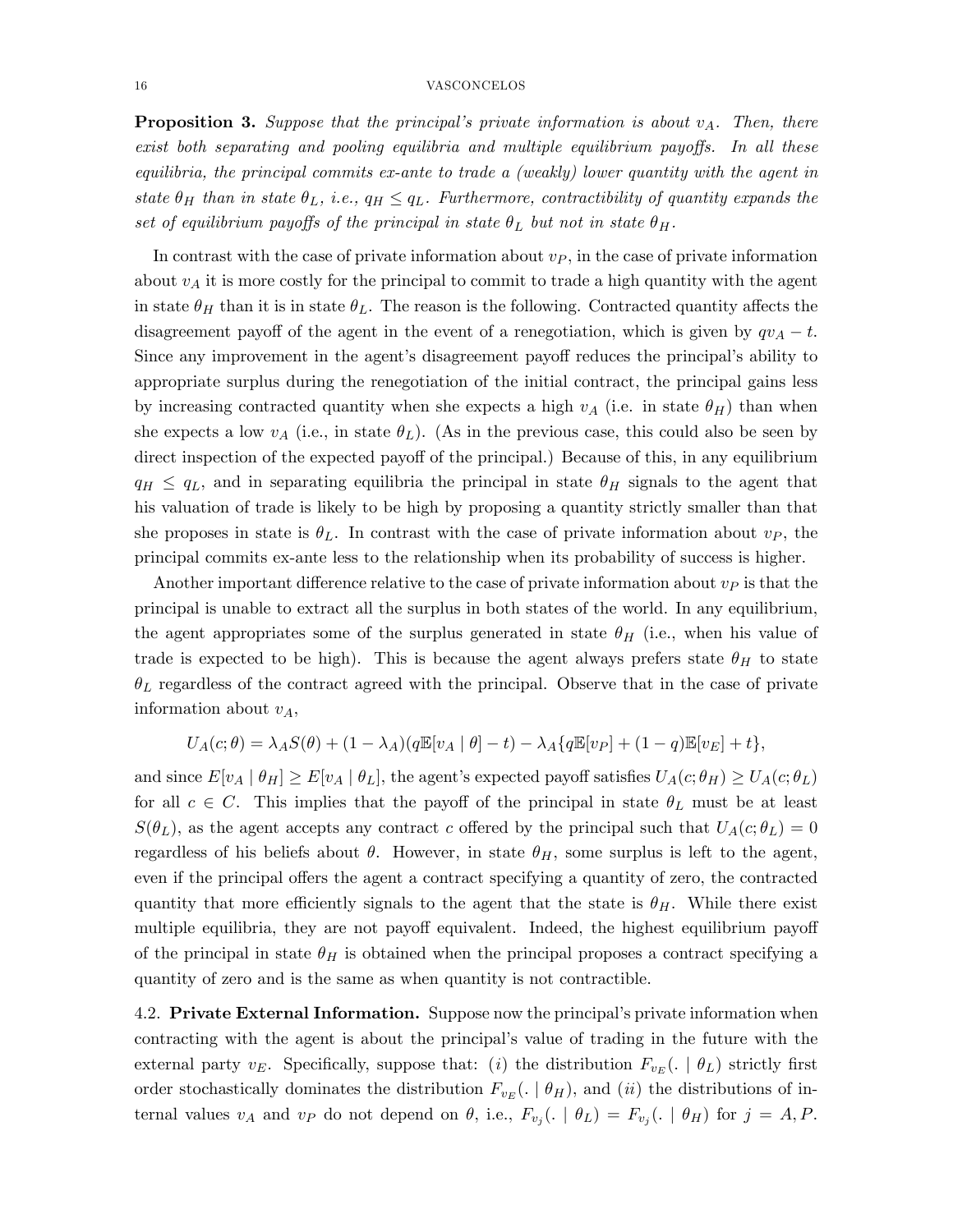**Proposition 3.** *Suppose that the principal's private information is about $v_A$. Then, there exist both separating and pooling equilibria and multiple equilibrium payoffs. In all these equilibria, the principal commits ex-ante to trade a (weakly) lower quantity with the agent in state $\theta_H$ than in state $\theta_L$, i.e., $q_H \leq q_L$. Furthermore, contractibility of quantity expands the set of equilibrium payoffs of the principal in state $\theta_L$ but not in state $\theta_H$.*

In contrast with the case of private information about $v_P$, in the case of private information about $v_A$ it is more costly for the principal to commit to trade a high quantity with the agent in state $\theta_H$ than it is in state $\theta_L$. The reason is the following. Contracted quantity affects the disagreement payoff of the agent in the event of a renegotiation, which is given by $qv_A - t$. Since any improvement in the agent's disagreement payoff reduces the principal's ability to appropriate surplus during the renegotiation of the initial contract, the principal gains less by increasing contracted quantity when she expects a high $v_A$ (i.e. in state $\theta_H$) than when she expects a low $v_A$ (i.e., in state $\theta_L$). (As in the previous case, this could also be seen by direct inspection of the expected payoff of the principal.) Because of this, in any equilibrium $q_H \leq q_L$, and in separating equilibria the principal in state $\theta_H$ signals to the agent that his valuation of trade is likely to be high by proposing a quantity strictly smaller than that she proposes in state is $\theta_L$. In contrast with the case of private information about $v_P$, the principal commits ex-ante less to the relationship when its probability of success is higher.

Another important difference relative to the case of private information about $v_P$ is that the principal is unable to extract all the surplus in both states of the world. In any equilibrium, the agent appropriates some of the surplus generated in state $\theta_H$ (i.e., when his value of trade is expected to be high). This is because the agent always prefers state $\theta_H$ to state $\theta_L$ regardless of the contract agreed with the principal. Observe that in the case of private information about $v_A$,

$$U_A(c;\theta) = \lambda_A S(\theta) + (1-\lambda_A)(q\mathbb{E}[v_A \mid \theta] - t) - \lambda_A\{q\mathbb{E}[v_P] + (1-q)\mathbb{E}[v_E] + t\},$$

and since $E[v_A \mid \theta_H] \geq E[v_A \mid \theta_L]$, the agent's expected payoff satisfies $U_A(c;\theta_H) \geq U_A(c;\theta_L)$ for all $c \in C$. This implies that the payoff of the principal in state $\theta_L$ must be at least $S(\theta_L)$, as the agent accepts any contract $c$ offered by the principal such that $U_A(c;\theta_L) = 0$ regardless of his beliefs about $\theta$. However, in state $\theta_H$, some surplus is left to the agent, even if the principal offers the agent a contract specifying a quantity of zero, the contracted quantity that more efficiently signals to the agent that the state is $\theta_H$. While there exist multiple equilibria, they are not payoff equivalent. Indeed, the highest equilibrium payoff of the principal in state $\theta_H$ is obtained when the principal proposes a contract specifying a quantity of zero and is the same as when quantity is not contractible.

4.2. **Private External Information.** Suppose now the principal's private information when contracting with the agent is about the principal's value of trading in the future with the external party $v_E$. Specifically, suppose that: $(i)$ the distribution $F_{v_E}(. \mid \theta_L)$ strictly first order stochastically dominates the distribution $F_{v_E}(. \mid \theta_H)$, and $(ii)$ the distributions of internal values $v_A$ and $v_P$ do not depend on $\theta$, i.e., $F_{v_j}(. \mid \theta_L) = F_{v_j}(. \mid \theta_H)$ for $j = A, P$.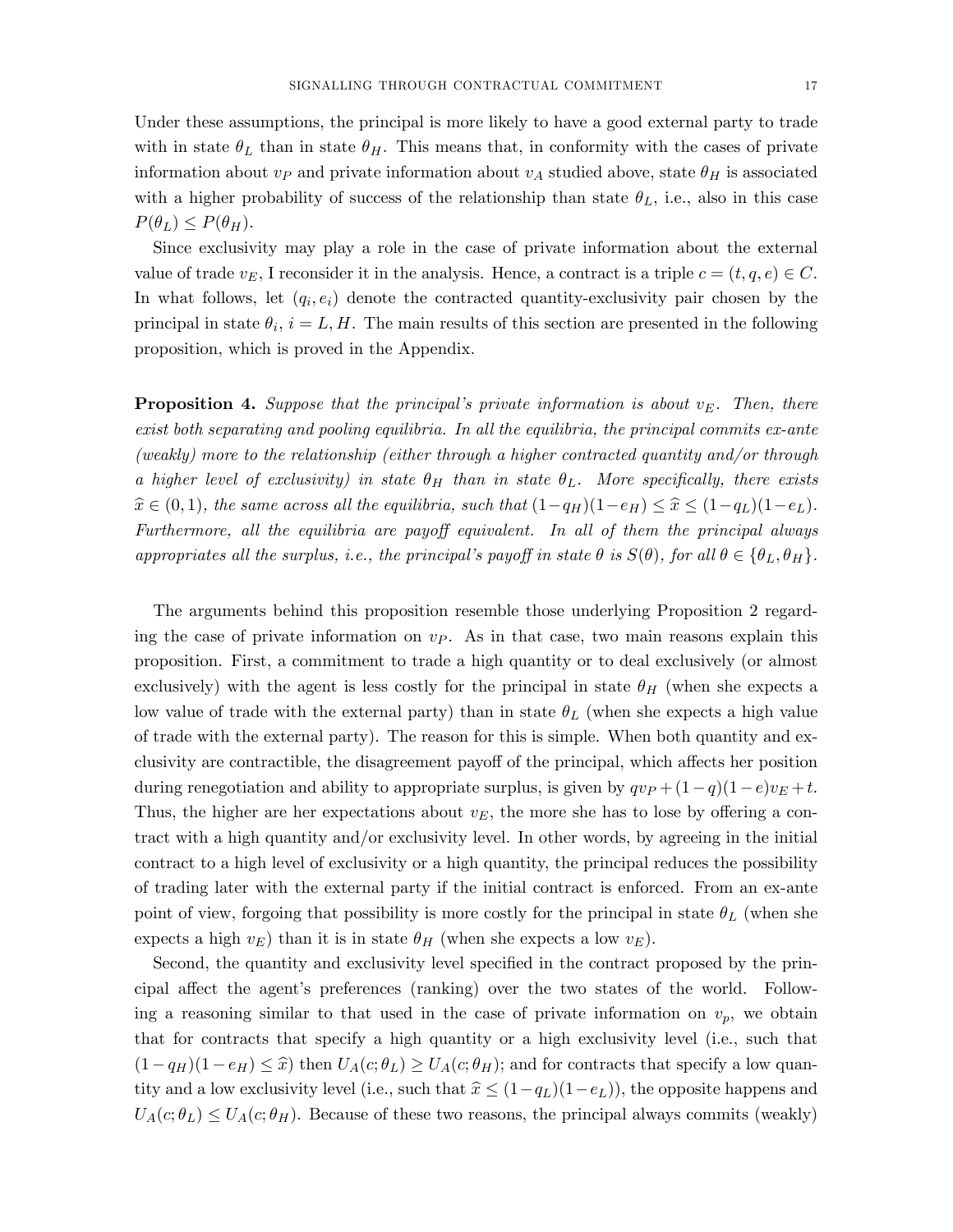Under these assumptions, the principal is more likely to have a good external party to trade with in state $\theta_L$ than in state $\theta_H$. This means that, in conformity with the cases of private information about $v_P$ and private information about $v_A$ studied above, state $\theta_H$ is associated with a higher probability of success of the relationship than state $\theta_L$, i.e., also in this case $P(\theta_L) \leq P(\theta_H)$.

Since exclusivity may play a role in the case of private information about the external value of trade $v_E$, I reconsider it in the analysis. Hence, a contract is a triple $c = (t, q, e) \in C$. In what follows, let $(q_i, e_i)$ denote the contracted quantity-exclusivity pair chosen by the principal in state $\theta_i$, $i = L, H$. The main results of this section are presented in the following proposition, which is proved in the Appendix.

**Proposition 4.** *Suppose that the principal's private information is about $v_E$. Then, there exist both separating and pooling equilibria. In all the equilibria, the principal commits ex-ante (weakly) more to the relationship (either through a higher contracted quantity and/or through a higher level of exclusivity) in state $\theta_H$ than in state $\theta_L$. More specifically, there exists $\widehat{x} \in (0, 1)$, the same across all the equilibria, such that $(1-q_H)(1-e_H) \leq \widehat{x} \leq (1-q_L)(1-e_L)$. Furthermore, all the equilibria are payoff equivalent. In all of them the principal always appropriates all the surplus, i.e., the principal's payoff in state $\theta$ is $S(\theta)$, for all $\theta \in \{\theta_L, \theta_H\}$.*

The arguments behind this proposition resemble those underlying Proposition 2 regarding the case of private information on $v_P$. As in that case, two main reasons explain this proposition. First, a commitment to trade a high quantity or to deal exclusively (or almost exclusively) with the agent is less costly for the principal in state $\theta_H$ (when she expects a low value of trade with the external party) than in state $\theta_L$ (when she expects a high value of trade with the external party). The reason for this is simple. When both quantity and exclusivity are contractible, the disagreement payoff of the principal, which affects her position during renegotiation and ability to appropriate surplus, is given by $qv_P + (1-q)(1-e)v_E + t$. Thus, the higher are her expectations about $v_E$, the more she has to lose by offering a contract with a high quantity and/or exclusivity level. In other words, by agreeing in the initial contract to a high level of exclusivity or a high quantity, the principal reduces the possibility of trading later with the external party if the initial contract is enforced. From an ex-ante point of view, forgoing that possibility is more costly for the principal in state $\theta_L$ (when she expects a high $v_E$) than it is in state $\theta_H$ (when she expects a low $v_E$).

Second, the quantity and exclusivity level specified in the contract proposed by the principal affect the agent's preferences (ranking) over the two states of the world. Following a reasoning similar to that used in the case of private information on $v_p$, we obtain that for contracts that specify a high quantity or a high exclusivity level (i.e., such that $(1-q_H)(1-e_H) \leq \widehat{x}$) then $U_A(c; \theta_L) \geq U_A(c; \theta_H)$; and for contracts that specify a low quantity and a low exclusivity level (i.e., such that $\widehat{x} \leq (1-q_L)(1-e_L)$), the opposite happens and $U_A(c; \theta_L) \leq U_A(c; \theta_H)$. Because of these two reasons, the principal always commits (weakly)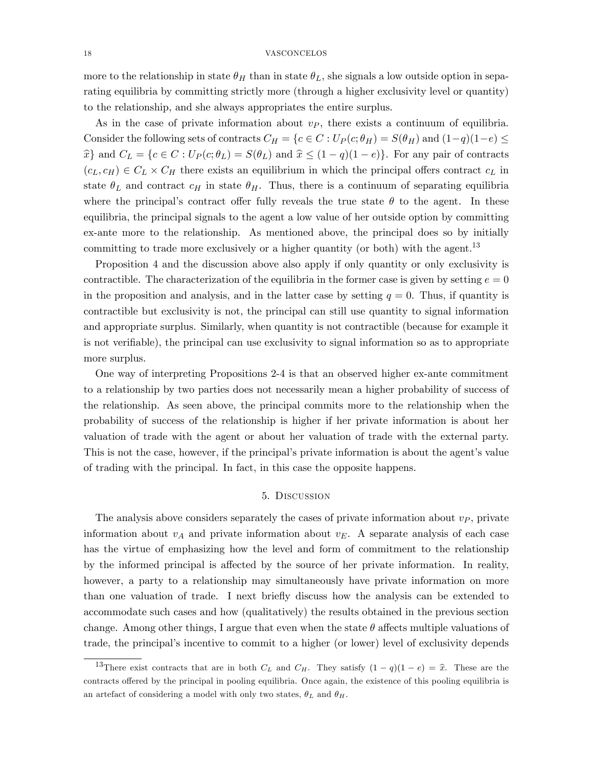more to the relationship in state $\theta_H$ than in state $\theta_L$, she signals a low outside option in separating equilibria by committing strictly more (through a higher exclusivity level or quantity) to the relationship, and she always appropriates the entire surplus.

As in the case of private information about $v_P$, there exists a continuum of equilibria. Consider the following sets of contracts $C_H = \{c \in C : U_P(c; \theta_H) = S(\theta_H) \text{ and } (1-q)(1-e) \leq \widehat{x}\}$ and $C_L = \{c \in C : U_P(c; \theta_L) = S(\theta_L) \text{ and } \widehat{x} \leq (1-q)(1-e)\}$. For any pair of contracts $(c_L, c_H) \in C_L \times C_H$ there exists an equilibrium in which the principal offers contract $c_L$ in state $\theta_L$ and contract $c_H$ in state $\theta_H$. Thus, there is a continuum of separating equilibria where the principal's contract offer fully reveals the true state $\theta$ to the agent. In these equilibria, the principal signals to the agent a low value of her outside option by committing ex-ante more to the relationship. As mentioned above, the principal does so by initially committing to trade more exclusively or a higher quantity (or both) with the agent.[13]

Proposition 4 and the discussion above also apply if only quantity or only exclusivity is contractible. The characterization of the equilibria in the former case is given by setting $e = 0$ in the proposition and analysis, and in the latter case by setting $q = 0$. Thus, if quantity is contractible but exclusivity is not, the principal can still use quantity to signal information and appropriate surplus. Similarly, when quantity is not contractible (because for example it is not verifiable), the principal can use exclusivity to signal information so as to appropriate more surplus.

One way of interpreting Propositions 2-4 is that an observed higher ex-ante commitment to a relationship by two parties does not necessarily mean a higher probability of success of the relationship. As seen above, the principal commits more to the relationship when the probability of success of the relationship is higher if her private information is about her valuation of trade with the agent or about her valuation of trade with the external party. This is not the case, however, if the principal's private information is about the agent's value of trading with the principal. In fact, in this case the opposite happens.

## 5. Discussion

The analysis above considers separately the cases of private information about $v_P$, private information about $v_A$ and private information about $v_E$. A separate analysis of each case has the virtue of emphasizing how the level and form of commitment to the relationship by the informed principal is affected by the source of her private information. In reality, however, a party to a relationship may simultaneously have private information on more than one valuation of trade. I next briefly discuss how the analysis can be extended to accommodate such cases and how (qualitatively) the results obtained in the previous section change. Among other things, I argue that even when the state $\theta$ affects multiple valuations of trade, the principal's incentive to commit to a higher (or lower) level of exclusivity depends

[13] There exist contracts that are in both $C_L$ and $C_H$. They satisfy $(1-q)(1-e) = \widehat{x}$. These are the contracts offered by the principal in pooling equilibria. Once again, the existence of this pooling equilibria is an artefact of considering a model with only two states, $\theta_L$ and $\theta_H$.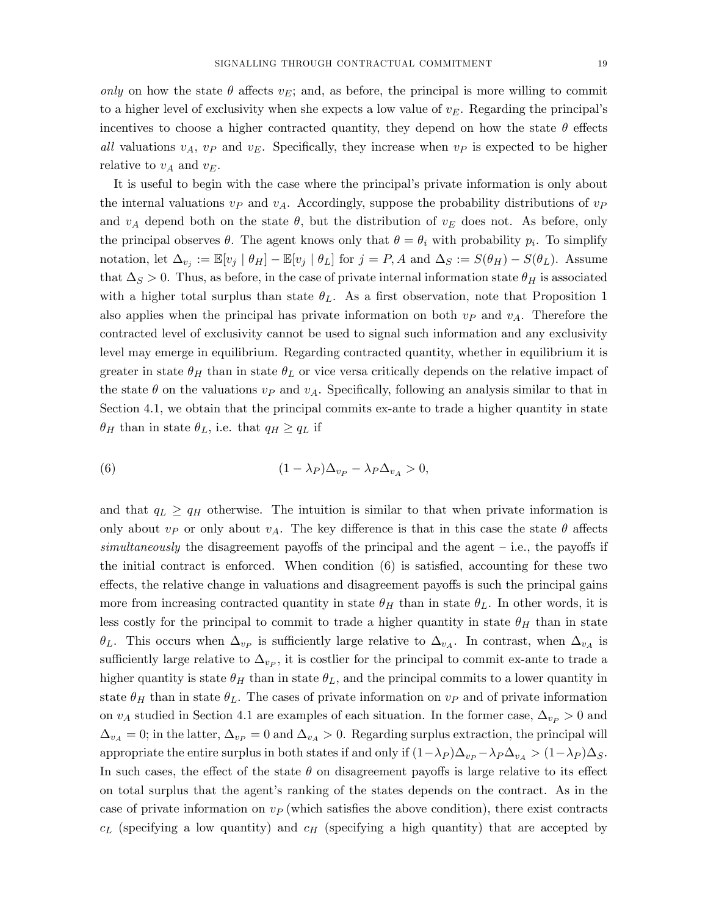*only* on how the state $\theta$ affects $v_E$; and, as before, the principal is more willing to commit to a higher level of exclusivity when she expects a low value of $v_E$. Regarding the principal's incentives to choose a higher contracted quantity, they depend on how the state $\theta$ effects *all* valuations $v_A$, $v_P$ and $v_E$. Specifically, they increase when $v_P$ is expected to be higher relative to $v_A$ and $v_E$.

It is useful to begin with the case where the principal's private information is only about the internal valuations $v_P$ and $v_A$. Accordingly, suppose the probability distributions of $v_P$ and $v_A$ depend both on the state $\theta$, but the distribution of $v_E$ does not. As before, only the principal observes $\theta$. The agent knows only that $\theta = \theta_i$ with probability $p_i$. To simplify notation, let $\Delta_{v_j} := \mathbb{E}[v_j \mid \theta_H] - \mathbb{E}[v_j \mid \theta_L]$ for $j = P, A$ and $\Delta_S := S(\theta_H) - S(\theta_L)$. Assume that $\Delta_S > 0$. Thus, as before, in the case of private internal information state $\theta_H$ is associated with a higher total surplus than state $\theta_L$. As a first observation, note that Proposition 1 also applies when the principal has private information on both $v_P$ and $v_A$. Therefore the contracted level of exclusivity cannot be used to signal such information and any exclusivity level may emerge in equilibrium. Regarding contracted quantity, whether in equilibrium it is greater in state $\theta_H$ than in state $\theta_L$ or vice versa critically depends on the relative impact of the state $\theta$ on the valuations $v_P$ and $v_A$. Specifically, following an analysis similar to that in Section 4.1, we obtain that the principal commits ex-ante to trade a higher quantity in state $\theta_H$ than in state $\theta_L$, i.e. that $q_H \geq q_L$ if

$$(1 - \lambda_P)\Delta_{v_P} - \lambda_P \Delta_{v_A} > 0, \tag{6}$$

and that $q_L \geq q_H$ otherwise. The intuition is similar to that when private information is only about $v_P$ or only about $v_A$. The key difference is that in this case the state $\theta$ affects *simultaneously* the disagreement payoffs of the principal and the agent – i.e., the payoffs if the initial contract is enforced. When condition (6) is satisfied, accounting for these two effects, the relative change in valuations and disagreement payoffs is such the principal gains more from increasing contracted quantity in state $\theta_H$ than in state $\theta_L$. In other words, it is less costly for the principal to commit to trade a higher quantity in state $\theta_H$ than in state $\theta_L$. This occurs when $\Delta_{v_P}$ is sufficiently large relative to $\Delta_{v_A}$. In contrast, when $\Delta_{v_A}$ is sufficiently large relative to $\Delta_{v_P}$, it is costlier for the principal to commit ex-ante to trade a higher quantity is state $\theta_H$ than in state $\theta_L$, and the principal commits to a lower quantity in state $\theta_H$ than in state $\theta_L$. The cases of private information on $v_P$ and of private information on $v_A$ studied in Section 4.1 are examples of each situation. In the former case, $\Delta_{v_P} > 0$ and $\Delta_{v_A} = 0$; in the latter, $\Delta_{v_P} = 0$ and $\Delta_{v_A} > 0$. Regarding surplus extraction, the principal will appropriate the entire surplus in both states if and only if $(1-\lambda_P)\Delta_{v_P} - \lambda_P\Delta_{v_A} > (1-\lambda_P)\Delta_S$. In such cases, the effect of the state $\theta$ on disagreement payoffs is large relative to its effect on total surplus that the agent's ranking of the states depends on the contract. As in the case of private information on $v_P$ (which satisfies the above condition), there exist contracts $c_L$ (specifying a low quantity) and $c_H$ (specifying a high quantity) that are accepted by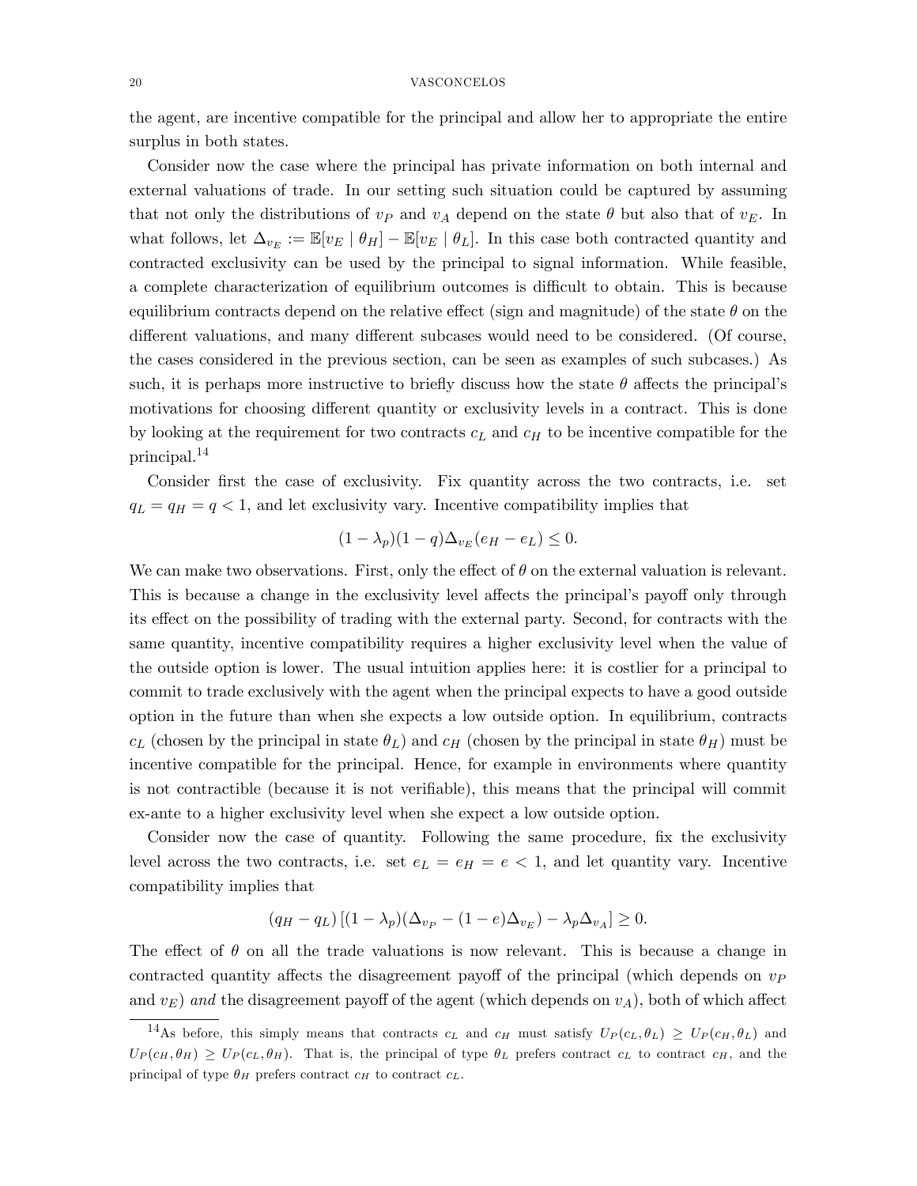the agent, are incentive compatible for the principal and allow her to appropriate the entire surplus in both states.

Consider now the case where the principal has private information on both internal and external valuations of trade. In our setting such situation could be captured by assuming that not only the distributions of $v_P$ and $v_A$ depend on the state $\theta$ but also that of $v_E$. In what follows, let $\Delta_{v_E} := \mathbb{E}[v_E \mid \theta_H] - \mathbb{E}[v_E \mid \theta_L]$. In this case both contracted quantity and contracted exclusivity can be used by the principal to signal information. While feasible, a complete characterization of equilibrium outcomes is difficult to obtain. This is because equilibrium contracts depend on the relative effect (sign and magnitude) of the state $\theta$ on the different valuations, and many different subcases would need to be considered. (Of course, the cases considered in the previous section, can be seen as examples of such subcases.) As such, it is perhaps more instructive to briefly discuss how the state $\theta$ affects the principal's motivations for choosing different quantity or exclusivity levels in a contract. This is done by looking at the requirement for two contracts $c_L$ and $c_H$ to be incentive compatible for the principal.[14]

Consider first the case of exclusivity. Fix quantity across the two contracts, i.e. set $q_L = q_H = q < 1$, and let exclusivity vary. Incentive compatibility implies that

$$(1 - \lambda_p)(1 - q)\Delta_{v_E}(e_H - e_L) \leq 0.$$

We can make two observations. First, only the effect of $\theta$ on the external valuation is relevant. This is because a change in the exclusivity level affects the principal's payoff only through its effect on the possibility of trading with the external party. Second, for contracts with the same quantity, incentive compatibility requires a higher exclusivity level when the value of the outside option is lower. The usual intuition applies here: it is costlier for a principal to commit to trade exclusively with the agent when the principal expects to have a good outside option in the future than when she expects a low outside option. In equilibrium, contracts $c_L$ (chosen by the principal in state $\theta_L$) and $c_H$ (chosen by the principal in state $\theta_H$) must be incentive compatible for the principal. Hence, for example in environments where quantity is not contractible (because it is not verifiable), this means that the principal will commit ex-ante to a higher exclusivity level when she expect a low outside option.

Consider now the case of quantity. Following the same procedure, fix the exclusivity level across the two contracts, i.e. set $e_L = e_H = e < 1$, and let quantity vary. Incentive compatibility implies that

$$(q_H - q_L)\left[(1 - \lambda_p)(\Delta_{v_P} - (1 - e)\Delta_{v_E}) - \lambda_p \Delta_{v_A}\right] \geq 0.$$

The effect of $\theta$ on all the trade valuations is now relevant. This is because a change in contracted quantity affects the disagreement payoff of the principal (which depends on $v_P$ and $v_E$) *and* the disagreement payoff of the agent (which depends on $v_A$), both of which affect

[14] As before, this simply means that contracts $c_L$ and $c_H$ must satisfy $U_P(c_L, \theta_L) \geq U_P(c_H, \theta_L)$ and $U_P(c_H, \theta_H) \geq U_P(c_L, \theta_H)$. That is, the principal of type $\theta_L$ prefers contract $c_L$ to contract $c_H$, and the principal of type $\theta_H$ prefers contract $c_H$ to contract $c_L$.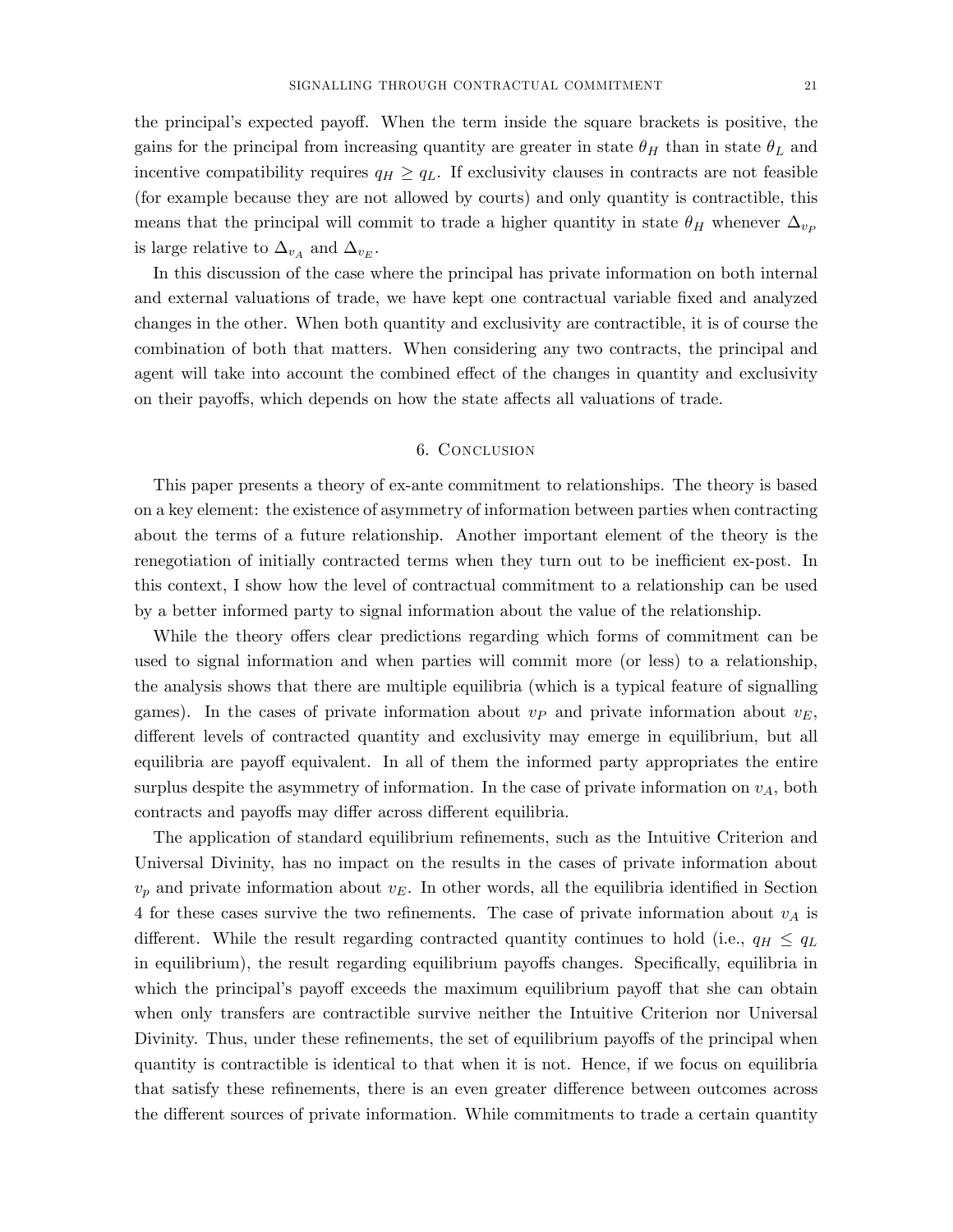the principal's expected payoff. When the term inside the square brackets is positive, the gains for the principal from increasing quantity are greater in state $\theta_H$ than in state $\theta_L$ and incentive compatibility requires $q_H \geq q_L$. If exclusivity clauses in contracts are not feasible (for example because they are not allowed by courts) and only quantity is contractible, this means that the principal will commit to trade a higher quantity in state $\theta_H$ whenever $\Delta_{v_P}$ is large relative to $\Delta_{v_A}$ and $\Delta_{v_E}$.

In this discussion of the case where the principal has private information on both internal and external valuations of trade, we have kept one contractual variable fixed and analyzed changes in the other. When both quantity and exclusivity are contractible, it is of course the combination of both that matters. When considering any two contracts, the principal and agent will take into account the combined effect of the changes in quantity and exclusivity on their payoffs, which depends on how the state affects all valuations of trade.

## 6. Conclusion

This paper presents a theory of ex-ante commitment to relationships. The theory is based on a key element: the existence of asymmetry of information between parties when contracting about the terms of a future relationship. Another important element of the theory is the renegotiation of initially contracted terms when they turn out to be inefficient ex-post. In this context, I show how the level of contractual commitment to a relationship can be used by a better informed party to signal information about the value of the relationship.

While the theory offers clear predictions regarding which forms of commitment can be used to signal information and when parties will commit more (or less) to a relationship, the analysis shows that there are multiple equilibria (which is a typical feature of signalling games). In the cases of private information about $v_P$ and private information about $v_E$, different levels of contracted quantity and exclusivity may emerge in equilibrium, but all equilibria are payoff equivalent. In all of them the informed party appropriates the entire surplus despite the asymmetry of information. In the case of private information on $v_A$, both contracts and payoffs may differ across different equilibria.

The application of standard equilibrium refinements, such as the Intuitive Criterion and Universal Divinity, has no impact on the results in the cases of private information about $v_p$ and private information about $v_E$. In other words, all the equilibria identified in Section 4 for these cases survive the two refinements. The case of private information about $v_A$ is different. While the result regarding contracted quantity continues to hold (i.e., $q_H \leq q_L$ in equilibrium), the result regarding equilibrium payoffs changes. Specifically, equilibria in which the principal's payoff exceeds the maximum equilibrium payoff that she can obtain when only transfers are contractible survive neither the Intuitive Criterion nor Universal Divinity. Thus, under these refinements, the set of equilibrium payoffs of the principal when quantity is contractible is identical to that when it is not. Hence, if we focus on equilibria that satisfy these refinements, there is an even greater difference between outcomes across the different sources of private information. While commitments to trade a certain quantity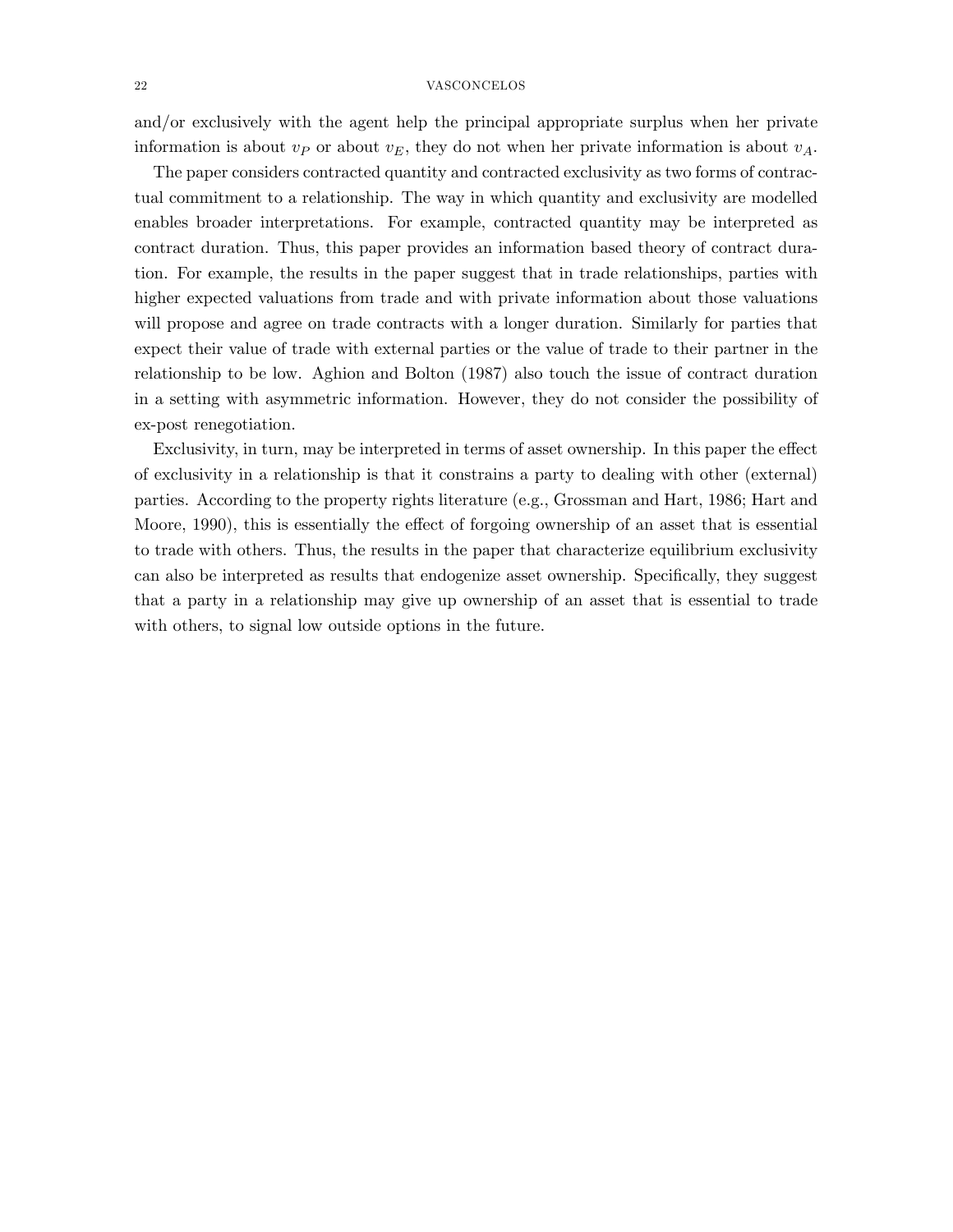and/or exclusively with the agent help the principal appropriate surplus when her private information is about $v_P$ or about $v_E$, they do not when her private information is about $v_A$.

The paper considers contracted quantity and contracted exclusivity as two forms of contractual commitment to a relationship. The way in which quantity and exclusivity are modelled enables broader interpretations. For example, contracted quantity may be interpreted as contract duration. Thus, this paper provides an information based theory of contract duration. For example, the results in the paper suggest that in trade relationships, parties with higher expected valuations from trade and with private information about those valuations will propose and agree on trade contracts with a longer duration. Similarly for parties that expect their value of trade with external parties or the value of trade to their partner in the relationship to be low. Aghion and Bolton (1987) also touch the issue of contract duration in a setting with asymmetric information. However, they do not consider the possibility of ex-post renegotiation.

Exclusivity, in turn, may be interpreted in terms of asset ownership. In this paper the effect of exclusivity in a relationship is that it constrains a party to dealing with other (external) parties. According to the property rights literature (e.g., Grossman and Hart, 1986; Hart and Moore, 1990), this is essentially the effect of forgoing ownership of an asset that is essential to trade with others. Thus, the results in the paper that characterize equilibrium exclusivity can also be interpreted as results that endogenize asset ownership. Specifically, they suggest that a party in a relationship may give up ownership of an asset that is essential to trade with others, to signal low outside options in the future.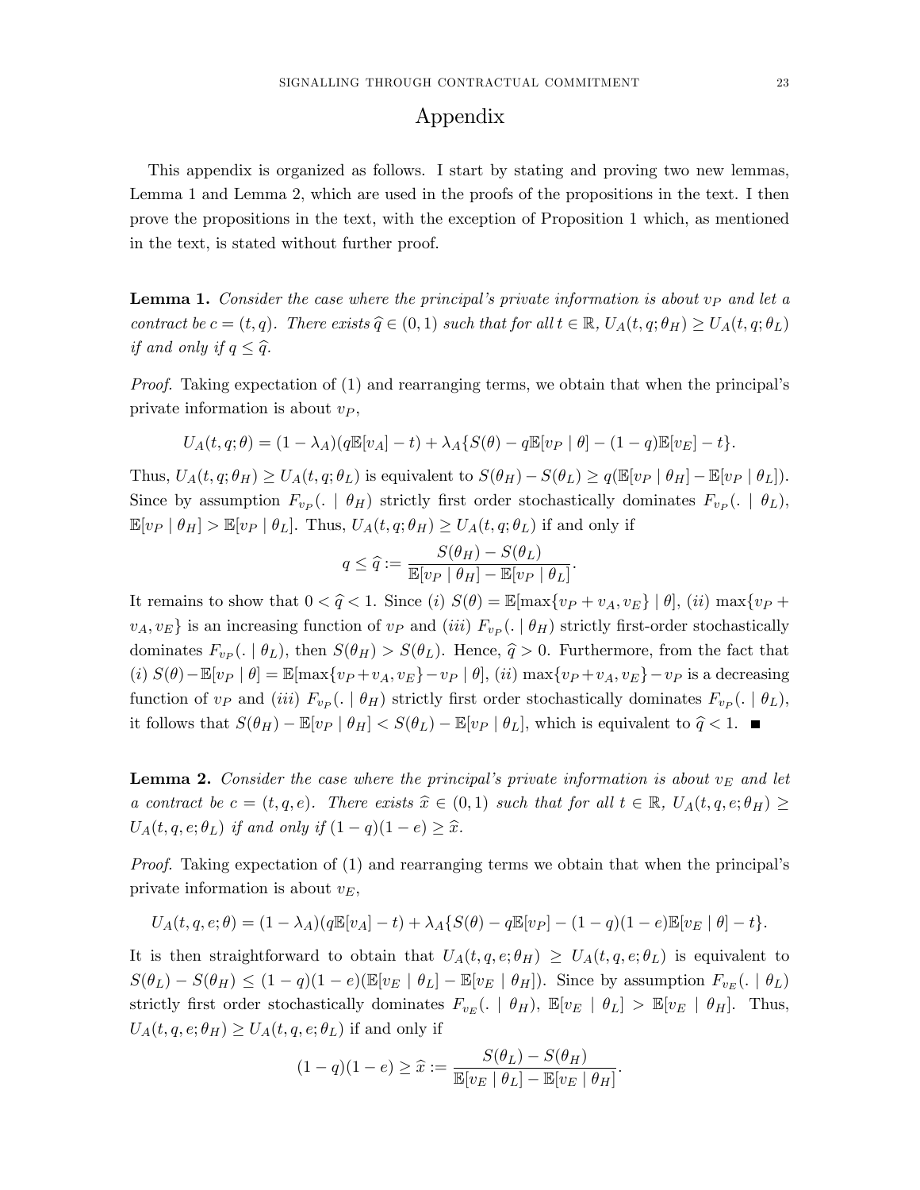# Appendix

This appendix is organized as follows. I start by stating and proving two new lemmas, Lemma 1 and Lemma 2, which are used in the proofs of the propositions in the text. I then prove the propositions in the text, with the exception of Proposition 1 which, as mentioned in the text, is stated without further proof.

**Lemma 1.** *Consider the case where the principal's private information is about $v_P$ and let a contract be $c = (t, q)$. There exists $\widehat{q} \in (0, 1)$ such that for all $t \in \mathbb{R}$, $U_A(t, q; \theta_H) \geq U_A(t, q; \theta_L)$ if and only if $q \leq \widehat{q}$.*

*Proof.* Taking expectation of (1) and rearranging terms, we obtain that when the principal's private information is about $v_P$,

$$U_A(t, q; \theta) = (1 - \lambda_A)(q\mathbb{E}[v_A] - t) + \lambda_A\{S(\theta) - q\mathbb{E}[v_P \mid \theta] - (1 - q)\mathbb{E}[v_E] - t\}.$$

Thus, $U_A(t, q; \theta_H) \geq U_A(t, q; \theta_L)$ is equivalent to $S(\theta_H) - S(\theta_L) \geq q(\mathbb{E}[v_P \mid \theta_H] - \mathbb{E}[v_P \mid \theta_L])$. Since by assumption $F_{v_P}(. \mid \theta_H)$ strictly first order stochastically dominates $F_{v_P}(. \mid \theta_L)$, $\mathbb{E}[v_P \mid \theta_H] > \mathbb{E}[v_P \mid \theta_L]$. Thus, $U_A(t, q; \theta_H) \geq U_A(t, q; \theta_L)$ if and only if

$$q \leq \widehat{q} := \frac{S(\theta_H) - S(\theta_L)}{\mathbb{E}[v_P \mid \theta_H] - \mathbb{E}[v_P \mid \theta_L]}.$$

It remains to show that $0 < \widehat{q} < 1$. Since $(i)$ $S(\theta) = \mathbb{E}[\max\{v_P + v_A, v_E\} \mid \theta]$, $(ii)$ $\max\{v_P + v_A, v_E\}$ is an increasing function of $v_P$ and $(iii)$ $F_{v_P}(. \mid \theta_H)$ strictly first-order stochastically dominates $F_{v_P}(. \mid \theta_L)$, then $S(\theta_H) > S(\theta_L)$. Hence, $\widehat{q} > 0$. Furthermore, from the fact that $(i)$ $S(\theta) - \mathbb{E}[v_P \mid \theta] = \mathbb{E}[\max\{v_P + v_A, v_E\} - v_P \mid \theta]$, $(ii)$ $\max\{v_P + v_A, v_E\} - v_P$ is a decreasing function of $v_P$ and $(iii)$ $F_{v_P}(. \mid \theta_H)$ strictly first order stochastically dominates $F_{v_P}(. \mid \theta_L)$, it follows that $S(\theta_H) - \mathbb{E}[v_P \mid \theta_H] < S(\theta_L) - \mathbb{E}[v_P \mid \theta_L]$, which is equivalent to $\widehat{q} < 1$. ∎

**Lemma 2.** *Consider the case where the principal's private information is about $v_E$ and let a contract be $c = (t, q, e)$. There exists $\widehat{x} \in (0, 1)$ such that for all $t \in \mathbb{R}$, $U_A(t, q, e; \theta_H) \geq U_A(t, q, e; \theta_L)$ if and only if $(1 - q)(1 - e) \geq \widehat{x}$.*

*Proof.* Taking expectation of (1) and rearranging terms we obtain that when the principal's private information is about $v_E$,

$$U_A(t, q, e; \theta) = (1 - \lambda_A)(q\mathbb{E}[v_A] - t) + \lambda_A\{S(\theta) - q\mathbb{E}[v_P] - (1 - q)(1 - e)\mathbb{E}[v_E \mid \theta] - t\}.$$

It is then straightforward to obtain that $U_A(t, q, e; \theta_H) \geq U_A(t, q, e; \theta_L)$ is equivalent to $S(\theta_L) - S(\theta_H) \leq (1 - q)(1 - e)(\mathbb{E}[v_E \mid \theta_L] - \mathbb{E}[v_E \mid \theta_H])$. Since by assumption $F_{v_E}(. \mid \theta_L)$ strictly first order stochastically dominates $F_{v_E}(. \mid \theta_H)$, $\mathbb{E}[v_E \mid \theta_L] > \mathbb{E}[v_E \mid \theta_H]$. Thus, $U_A(t, q, e; \theta_H) \geq U_A(t, q, e; \theta_L)$ if and only if

$$(1 - q)(1 - e) \geq \widehat{x} := \frac{S(\theta_L) - S(\theta_H)}{\mathbb{E}[v_E \mid \theta_L] - \mathbb{E}[v_E \mid \theta_H]}.$$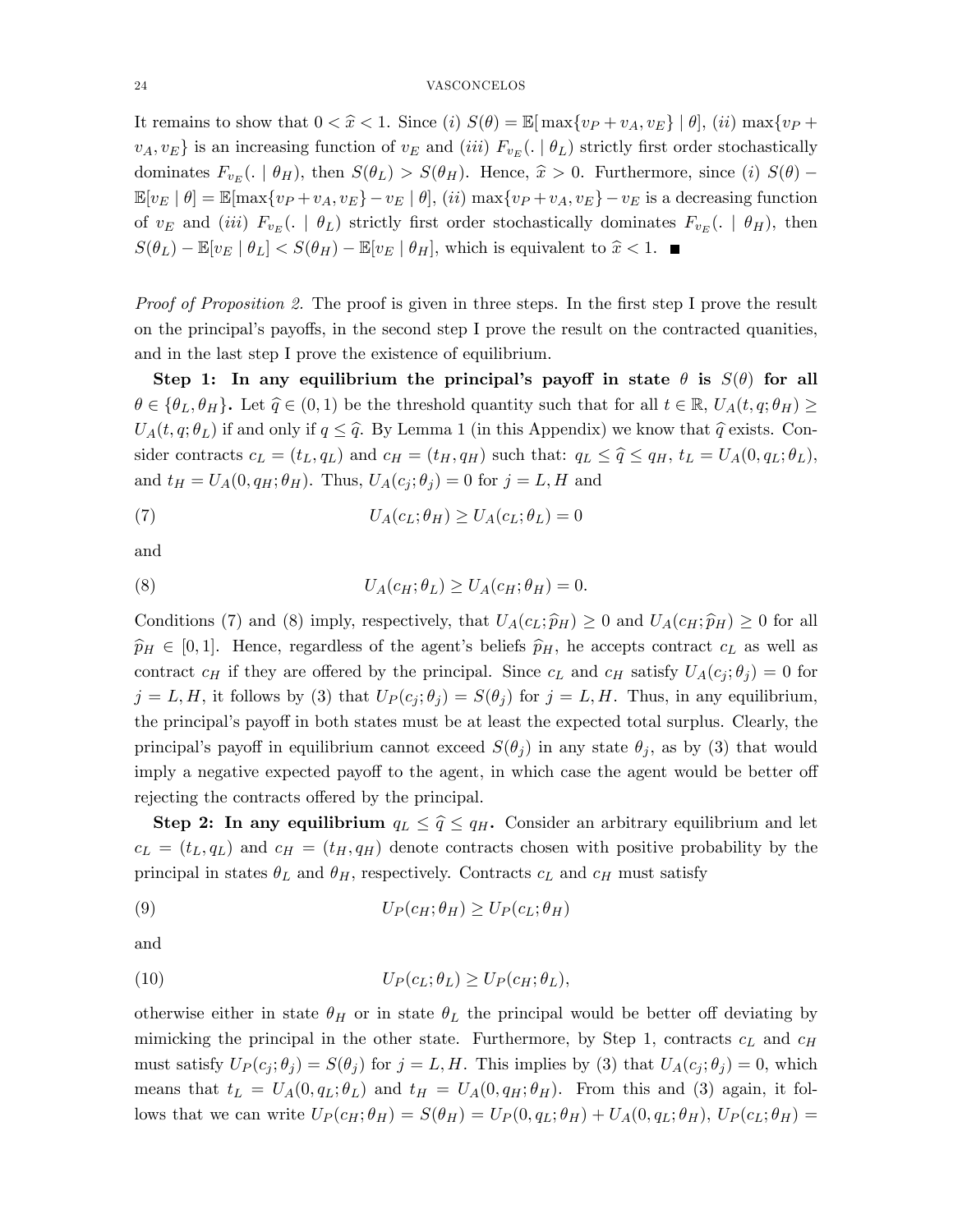It remains to show that $0 < \widehat{x} < 1$. Since (*i*) $S(\theta) = \mathbb{E}[\max\{v_P + v_A, v_E\} \mid \theta]$, (*ii*) $\max\{v_P + v_A, v_E\}$ is an increasing function of $v_E$ and (*iii*) $F_{v_E}(. \mid \theta_L)$ strictly first order stochastically dominates $F_{v_E}(. \mid \theta_H)$, then $S(\theta_L) > S(\theta_H)$. Hence, $\widehat{x} > 0$. Furthermore, since (*i*) $S(\theta) - \mathbb{E}[v_E \mid \theta] = \mathbb{E}[\max\{v_P + v_A, v_E\} - v_E \mid \theta]$, (*ii*) $\max\{v_P + v_A, v_E\} - v_E$ is a decreasing function of $v_E$ and (*iii*) $F_{v_E}(. \mid \theta_L)$ strictly first order stochastically dominates $F_{v_E}(. \mid \theta_H)$, then $S(\theta_L) - \mathbb{E}[v_E \mid \theta_L] < S(\theta_H) - \mathbb{E}[v_E \mid \theta_H]$, which is equivalent to $\widehat{x} < 1$. ■

*Proof of Proposition 2.* The proof is given in three steps. In the first step I prove the result on the principal's payoffs, in the second step I prove the result on the contracted quanities, and in the last step I prove the existence of equilibrium.

**Step 1: In any equilibrium the principal's payoff in state $\theta$ is $S(\theta)$ for all $\theta \in \{\theta_L, \theta_H\}$.** Let $\widehat{q} \in (0,1)$ be the threshold quantity such that for all $t \in \mathbb{R}$, $U_A(t, q; \theta_H) \geq U_A(t, q; \theta_L)$ if and only if $q \leq \widehat{q}$. By Lemma 1 (in this Appendix) we know that $\widehat{q}$ exists. Consider contracts $c_L = (t_L, q_L)$ and $c_H = (t_H, q_H)$ such that: $q_L \leq \widehat{q} \leq q_H$, $t_L = U_A(0, q_L; \theta_L)$, and $t_H = U_A(0, q_H; \theta_H)$. Thus, $U_A(c_j; \theta_j) = 0$ for $j = L, H$ and

$$U_A(c_L; \theta_H) \geq U_A(c_L; \theta_L) = 0 \tag{7}$$

and

$$U_A(c_H; \theta_L) \geq U_A(c_H; \theta_H) = 0. \tag{8}$$

Conditions (7) and (8) imply, respectively, that $U_A(c_L; \widehat{p}_H) \geq 0$ and $U_A(c_H; \widehat{p}_H) \geq 0$ for all $\widehat{p}_H \in [0, 1]$. Hence, regardless of the agent's beliefs $\widehat{p}_H$, he accepts contract $c_L$ as well as contract $c_H$ if they are offered by the principal. Since $c_L$ and $c_H$ satisfy $U_A(c_j; \theta_j) = 0$ for $j = L, H$, it follows by (3) that $U_P(c_j; \theta_j) = S(\theta_j)$ for $j = L, H$. Thus, in any equilibrium, the principal's payoff in both states must be at least the expected total surplus. Clearly, the principal's payoff in equilibrium cannot exceed $S(\theta_j)$ in any state $\theta_j$, as by (3) that would imply a negative expected payoff to the agent, in which case the agent would be better off rejecting the contracts offered by the principal.

**Step 2: In any equilibrium $q_L \leq \widehat{q} \leq q_H$.** Consider an arbitrary equilibrium and let $c_L = (t_L, q_L)$ and $c_H = (t_H, q_H)$ denote contracts chosen with positive probability by the principal in states $\theta_L$ and $\theta_H$, respectively. Contracts $c_L$ and $c_H$ must satisfy

$$U_P(c_H; \theta_H) \geq U_P(c_L; \theta_H) \tag{9}$$

and

$$U_P(c_L; \theta_L) \geq U_P(c_H; \theta_L), \tag{10}$$

otherwise either in state $\theta_H$ or in state $\theta_L$ the principal would be better off deviating by mimicking the principal in the other state. Furthermore, by Step 1, contracts $c_L$ and $c_H$ must satisfy $U_P(c_j; \theta_j) = S(\theta_j)$ for $j = L, H$. This implies by (3) that $U_A(c_j; \theta_j) = 0$, which means that $t_L = U_A(0, q_L; \theta_L)$ and $t_H = U_A(0, q_H; \theta_H)$. From this and (3) again, it follows that we can write $U_P(c_H; \theta_H) = S(\theta_H) = U_P(0, q_L; \theta_H) + U_A(0, q_L; \theta_H)$, $U_P(c_L; \theta_H) =$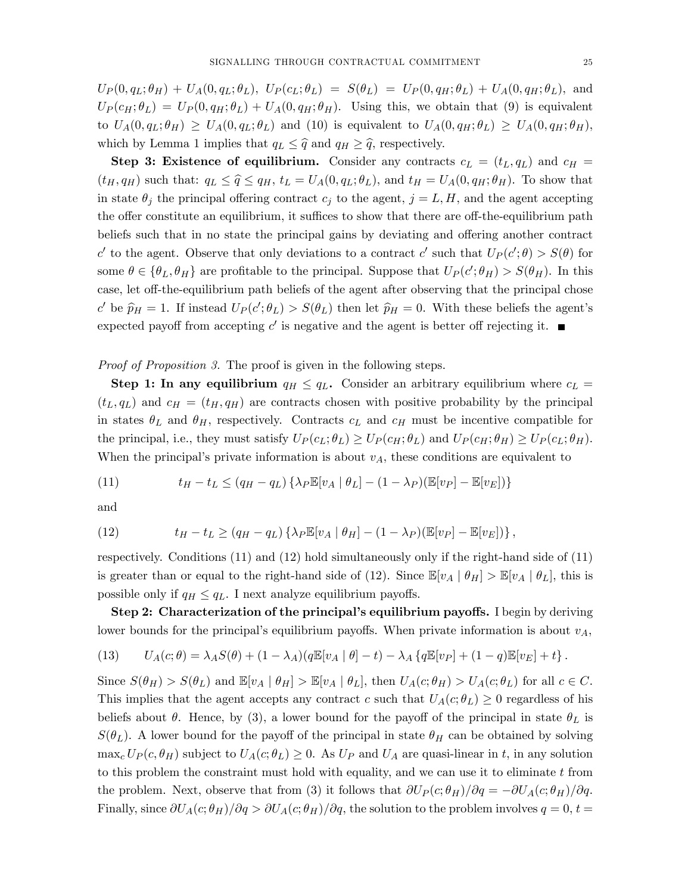$U_P(0, q_L; \theta_H) + U_A(0, q_L; \theta_L)$, $U_P(c_L; \theta_L) = S(\theta_L) = U_P(0, q_H; \theta_L) + U_A(0, q_H; \theta_L)$, and $U_P(c_H; \theta_L) = U_P(0, q_H; \theta_L) + U_A(0, q_H; \theta_H)$. Using this, we obtain that (9) is equivalent to $U_A(0, q_L; \theta_H) \geq U_A(0, q_L; \theta_L)$ and (10) is equivalent to $U_A(0, q_H; \theta_L) \geq U_A(0, q_H; \theta_H)$, which by Lemma 1 implies that $q_L \leq \widehat{q}$ and $q_H \geq \widehat{q}$, respectively.

**Step 3: Existence of equilibrium.** Consider any contracts $c_L = (t_L, q_L)$ and $c_H = (t_H, q_H)$ such that: $q_L \leq \widehat{q} \leq q_H$, $t_L = U_A(0, q_L; \theta_L)$, and $t_H = U_A(0, q_H; \theta_H)$. To show that in state $\theta_j$ the principal offering contract $c_j$ to the agent, $j = L, H$, and the agent accepting the offer constitute an equilibrium, it suffices to show that there are off-the-equilibrium path beliefs such that in no state the principal gains by deviating and offering another contract $c'$ to the agent. Observe that only deviations to a contract $c'$ such that $U_P(c'; \theta) > S(\theta)$ for some $\theta \in \{\theta_L, \theta_H\}$ are profitable to the principal. Suppose that $U_P(c'; \theta_H) > S(\theta_H)$. In this case, let off-the-equilibrium path beliefs of the agent after observing that the principal chose $c'$ be $\widehat{p}_H = 1$. If instead $U_P(c'; \theta_L) > S(\theta_L)$ then let $\widehat{p}_H = 0$. With these beliefs the agent's expected payoff from accepting $c'$ is negative and the agent is better off rejecting it. ■

*Proof of Proposition 3.* The proof is given in the following steps.

**Step 1: In any equilibrium $q_H \leq q_L$.** Consider an arbitrary equilibrium where $c_L = (t_L, q_L)$ and $c_H = (t_H, q_H)$ are contracts chosen with positive probability by the principal in states $\theta_L$ and $\theta_H$, respectively. Contracts $c_L$ and $c_H$ must be incentive compatible for the principal, i.e., they must satisfy $U_P(c_L; \theta_L) \geq U_P(c_H; \theta_L)$ and $U_P(c_H; \theta_H) \geq U_P(c_L; \theta_H)$. When the principal's private information is about $v_A$, these conditions are equivalent to

$$t_H - t_L \leq (q_H - q_L) \{\lambda_P \mathbb{E}[v_A \mid \theta_L] - (1 - \lambda_P)(\mathbb{E}[v_P] - \mathbb{E}[v_E])\} \tag{11}$$

and

$$t_H - t_L \geq (q_H - q_L) \{\lambda_P \mathbb{E}[v_A \mid \theta_H] - (1 - \lambda_P)(\mathbb{E}[v_P] - \mathbb{E}[v_E])\}, \tag{12}$$

respectively. Conditions (11) and (12) hold simultaneously only if the right-hand side of (11) is greater than or equal to the right-hand side of (12). Since $\mathbb{E}[v_A \mid \theta_H] > \mathbb{E}[v_A \mid \theta_L]$, this is possible only if $q_H \leq q_L$. I next analyze equilibrium payoffs.

**Step 2: Characterization of the principal's equilibrium payoffs.** I begin by deriving lower bounds for the principal's equilibrium payoffs. When private information is about $v_A$,

$$U_A(c; \theta) = \lambda_A S(\theta) + (1 - \lambda_A)(q\mathbb{E}[v_A \mid \theta] - t) - \lambda_A \{q\mathbb{E}[v_P] + (1 - q)\mathbb{E}[v_E] + t\}. \tag{13}$$

Since $S(\theta_H) > S(\theta_L)$ and $\mathbb{E}[v_A \mid \theta_H] > \mathbb{E}[v_A \mid \theta_L]$, then $U_A(c; \theta_H) > U_A(c; \theta_L)$ for all $c \in C$. This implies that the agent accepts any contract $c$ such that $U_A(c; \theta_L) \geq 0$ regardless of his beliefs about $\theta$. Hence, by (3), a lower bound for the payoff of the principal in state $\theta_L$ is $S(\theta_L)$. A lower bound for the payoff of the principal in state $\theta_H$ can be obtained by solving $\max_c U_P(c, \theta_H)$ subject to $U_A(c; \theta_L) \geq 0$. As $U_P$ and $U_A$ are quasi-linear in $t$, in any solution to this problem the constraint must hold with equality, and we can use it to eliminate $t$ from the problem. Next, observe that from (3) it follows that $\partial U_P(c; \theta_H)/\partial q = -\partial U_A(c; \theta_H)/\partial q$. Finally, since $\partial U_A(c; \theta_H)/\partial q > \partial U_A(c; \theta_H)/\partial q$, the solution to the problem involves $q = 0$, $t =$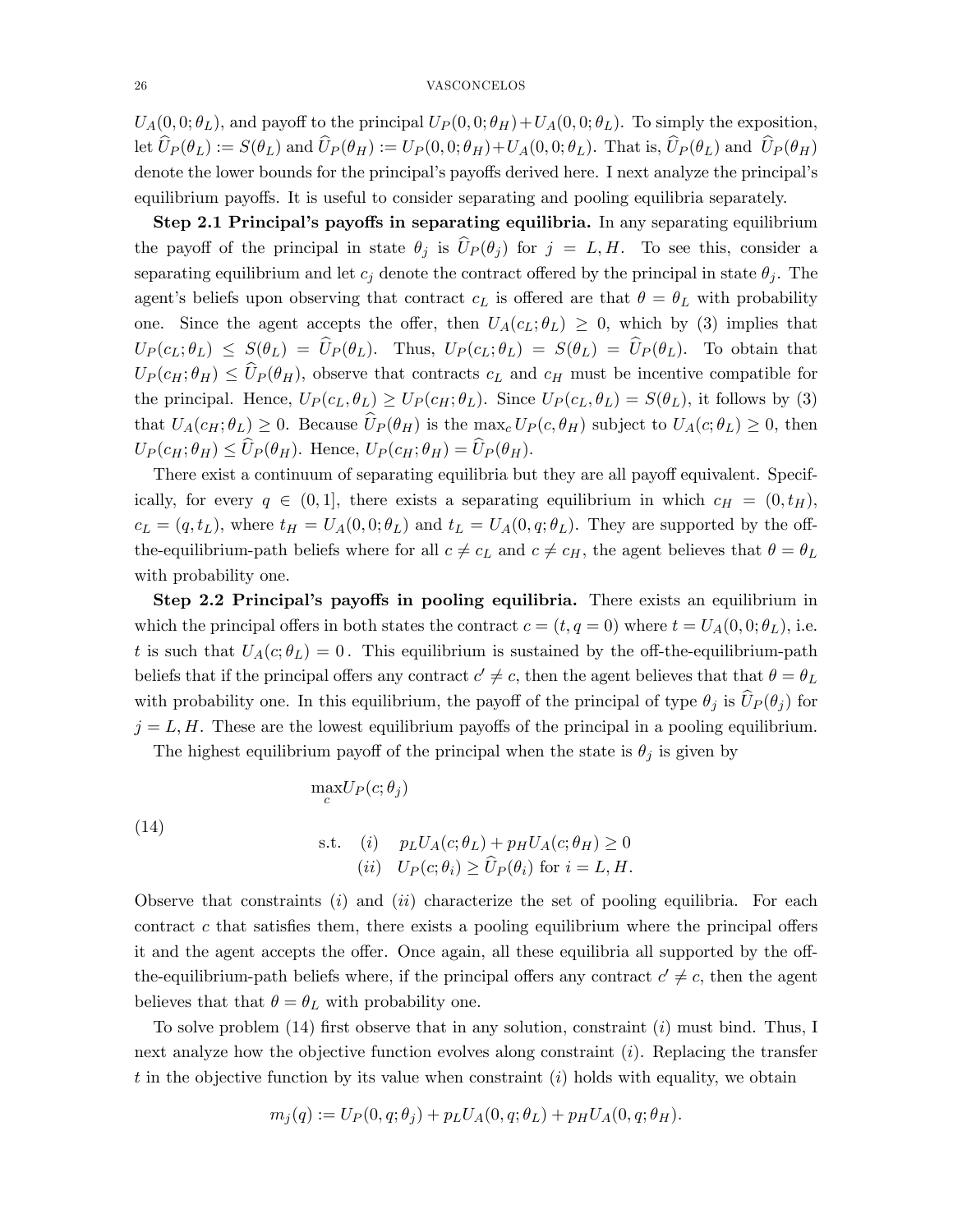$U_A(0,0;\theta_L)$, and payoff to the principal $U_P(0,0;\theta_H)+U_A(0,0;\theta_L)$. To simply the exposition, let $\widehat{U}_P(\theta_L) := S(\theta_L)$ and $\widehat{U}_P(\theta_H) := U_P(0,0;\theta_H)+U_A(0,0;\theta_L)$. That is, $\widehat{U}_P(\theta_L)$ and $\widehat{U}_P(\theta_H)$ denote the lower bounds for the principal's payoffs derived here. I next analyze the principal's equilibrium payoffs. It is useful to consider separating and pooling equilibria separately.

**Step 2.1 Principal's payoffs in separating equilibria.** In any separating equilibrium the payoff of the principal in state $\theta_j$ is $\widehat{U}_P(\theta_j)$ for $j = L, H$. To see this, consider a separating equilibrium and let $c_j$ denote the contract offered by the principal in state $\theta_j$. The agent's beliefs upon observing that contract $c_L$ is offered are that $\theta = \theta_L$ with probability one. Since the agent accepts the offer, then $U_A(c_L;\theta_L) \geq 0$, which by (3) implies that $U_P(c_L;\theta_L) \leq S(\theta_L) = \widehat{U}_P(\theta_L)$. Thus, $U_P(c_L;\theta_L) = S(\theta_L) = \widehat{U}_P(\theta_L)$. To obtain that $U_P(c_H;\theta_H) \leq \widehat{U}_P(\theta_H)$, observe that contracts $c_L$ and $c_H$ must be incentive compatible for the principal. Hence, $U_P(c_L,\theta_L) \geq U_P(c_H;\theta_L)$. Since $U_P(c_L,\theta_L) = S(\theta_L)$, it follows by (3) that $U_A(c_H;\theta_L) \geq 0$. Because $\widehat{U}_P(\theta_H)$ is the $\max_c U_P(c,\theta_H)$ subject to $U_A(c;\theta_L) \geq 0$, then $U_P(c_H;\theta_H) \leq \widehat{U}_P(\theta_H)$. Hence, $U_P(c_H;\theta_H) = \widehat{U}_P(\theta_H)$.

There exist a continuum of separating equilibria but they are all payoff equivalent. Specifically, for every $q \in (0,1]$, there exists a separating equilibrium in which $c_H = (0, t_H)$, $c_L = (q, t_L)$, where $t_H = U_A(0,0;\theta_L)$ and $t_L = U_A(0,q;\theta_L)$. They are supported by the off-the-equilibrium-path beliefs where for all $c \neq c_L$ and $c \neq c_H$, the agent believes that $\theta = \theta_L$ with probability one.

**Step 2.2 Principal's payoffs in pooling equilibria.** There exists an equilibrium in which the principal offers in both states the contract $c = (t, q = 0)$ where $t = U_A(0,0;\theta_L)$, i.e. $t$ is such that $U_A(c;\theta_L) = 0$ . This equilibrium is sustained by the off-the-equilibrium-path beliefs that if the principal offers any contract $c' \neq c$, then the agent believes that that $\theta = \theta_L$ with probability one. In this equilibrium, the payoff of the principal of type $\theta_j$ is $\widehat{U}_P(\theta_j)$ for $j = L, H$. These are the lowest equilibrium payoffs of the principal in a pooling equilibrium.

The highest equilibrium payoff of the principal when the state is $\theta_j$ is given by

$$
\begin{aligned}
&\max_c U_P(c;\theta_j) \\
\text{(14)} \qquad &\text{s.t.} \quad (i) \quad p_L U_A(c;\theta_L) + p_H U_A(c;\theta_H) \geq 0 \\
&\qquad\;\; (ii) \quad U_P(c;\theta_i) \geq \widehat{U}_P(\theta_i) \text{ for } i = L, H.
\end{aligned}
$$

Observe that constraints $(i)$ and $(ii)$ characterize the set of pooling equilibria. For each contract $c$ that satisfies them, there exists a pooling equilibrium where the principal offers it and the agent accepts the offer. Once again, all these equilibria all supported by the off-the-equilibrium-path beliefs where, if the principal offers any contract $c' \neq c$, then the agent believes that that $\theta = \theta_L$ with probability one.

To solve problem (14) first observe that in any solution, constraint $(i)$ must bind. Thus, I next analyze how the objective function evolves along constraint $(i)$. Replacing the transfer $t$ in the objective function by its value when constraint $(i)$ holds with equality, we obtain

$$
m_j(q) := U_P(0,q;\theta_j) + p_L U_A(0,q;\theta_L) + p_H U_A(0,q;\theta_H).
$$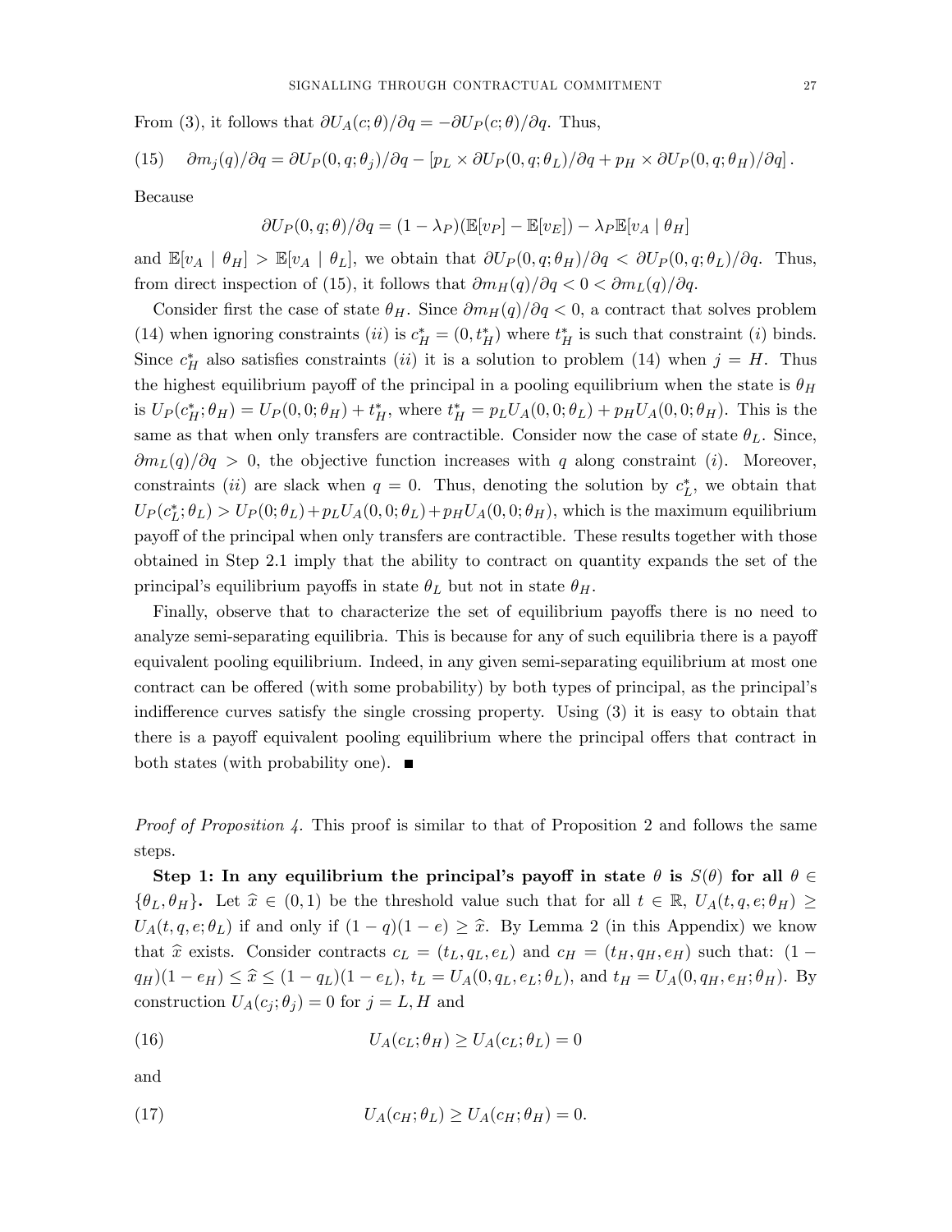From (3), it follows that $\partial U_A(c;\theta)/\partial q = -\partial U_P(c;\theta)/\partial q$. Thus,

$$\partial m_j(q)/\partial q = \partial U_P(0,q;\theta_j)/\partial q - \left[p_L \times \partial U_P(0,q;\theta_L)/\partial q + p_H \times \partial U_P(0,q;\theta_H)/\partial q\right]. \tag{15}$$

Because

$$\partial U_P(0,q;\theta)/\partial q = (1-\lambda_P)(\mathbb{E}[v_P] - \mathbb{E}[v_E]) - \lambda_P \mathbb{E}[v_A \mid \theta_H]$$

and $\mathbb{E}[v_A \mid \theta_H] > \mathbb{E}[v_A \mid \theta_L]$, we obtain that $\partial U_P(0,q;\theta_H)/\partial q < \partial U_P(0,q;\theta_L)/\partial q$. Thus, from direct inspection of (15), it follows that $\partial m_H(q)/\partial q < 0 < \partial m_L(q)/\partial q$.

Consider first the case of state $\theta_H$. Since $\partial m_H(q)/\partial q < 0$, a contract that solves problem (14) when ignoring constraints $(ii)$ is $c_H^* = (0, t_H^*)$ where $t_H^*$ is such that constraint $(i)$ binds. Since $c_H^*$ also satisfies constraints $(ii)$ it is a solution to problem (14) when $j = H$. Thus the highest equilibrium payoff of the principal in a pooling equilibrium when the state is $\theta_H$ is $U_P(c_H^*;\theta_H) = U_P(0,0;\theta_H) + t_H^*$, where $t_H^* = p_L U_A(0,0;\theta_L) + p_H U_A(0,0;\theta_H)$. This is the same as that when only transfers are contractible. Consider now the case of state $\theta_L$. Since, $\partial m_L(q)/\partial q > 0$, the objective function increases with $q$ along constraint $(i)$. Moreover, constraints $(ii)$ are slack when $q = 0$. Thus, denoting the solution by $c_L^*$, we obtain that $U_P(c_L^*;\theta_L) > U_P(0;\theta_L) + p_L U_A(0,0;\theta_L) + p_H U_A(0,0;\theta_H)$, which is the maximum equilibrium payoff of the principal when only transfers are contractible. These results together with those obtained in Step 2.1 imply that the ability to contract on quantity expands the set of the principal's equilibrium payoffs in state $\theta_L$ but not in state $\theta_H$.

Finally, observe that to characterize the set of equilibrium payoffs there is no need to analyze semi-separating equilibria. This is because for any of such equilibria there is a payoff equivalent pooling equilibrium. Indeed, in any given semi-separating equilibrium at most one contract can be offered (with some probability) by both types of principal, as the principal's indifference curves satisfy the single crossing property. Using (3) it is easy to obtain that there is a payoff equivalent pooling equilibrium where the principal offers that contract in both states (with probability one). ■

*Proof of Proposition 4.* This proof is similar to that of Proposition 2 and follows the same steps.

**Step 1: In any equilibrium the principal's payoff in state $\theta$ is $S(\theta)$ for all $\theta \in \{\theta_L, \theta_H\}$.** Let $\widehat{x} \in (0,1)$ be the threshold value such that for all $t \in \mathbb{R}$, $U_A(t,q,e;\theta_H) \geq U_A(t,q,e;\theta_L)$ if and only if $(1-q)(1-e) \geq \widehat{x}$. By Lemma 2 (in this Appendix) we know that $\widehat{x}$ exists. Consider contracts $c_L = (t_L, q_L, e_L)$ and $c_H = (t_H, q_H, e_H)$ such that: $(1-q_H)(1-e_H) \leq \widehat{x} \leq (1-q_L)(1-e_L)$, $t_L = U_A(0,q_L,e_L;\theta_L)$, and $t_H = U_A(0,q_H,e_H;\theta_H)$. By construction $U_A(c_j;\theta_j) = 0$ for $j = L, H$ and

$$U_A(c_L;\theta_H) \geq U_A(c_L;\theta_L) = 0 \tag{16}$$

and

$$U_A(c_H;\theta_L) \geq U_A(c_H;\theta_H) = 0. \tag{17}$$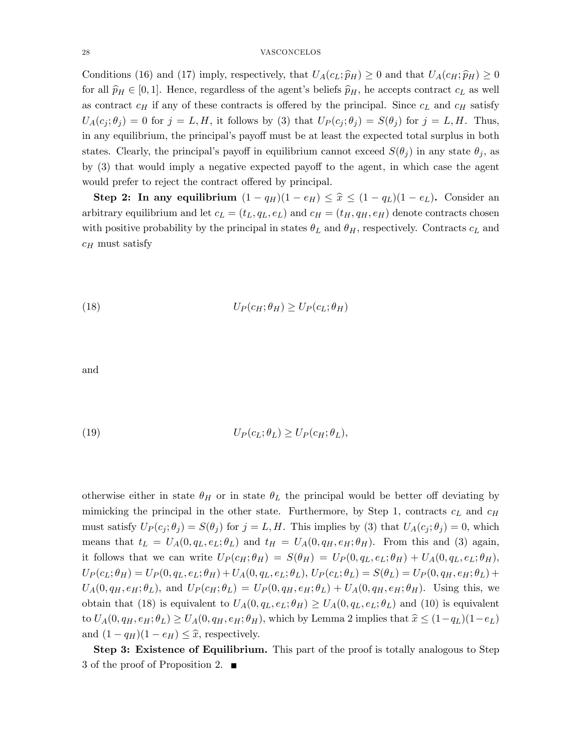Conditions (16) and (17) imply, respectively, that $U_A(c_L; \widehat{p}_H) \geq 0$ and that $U_A(c_H; \widehat{p}_H) \geq 0$ for all $\widehat{p}_H \in [0,1]$. Hence, regardless of the agent's beliefs $\widehat{p}_H$, he accepts contract $c_L$ as well as contract $c_H$ if any of these contracts is offered by the principal. Since $c_L$ and $c_H$ satisfy $U_A(c_j; \theta_j) = 0$ for $j = L, H$, it follows by (3) that $U_P(c_j; \theta_j) = S(\theta_j)$ for $j = L, H$. Thus, in any equilibrium, the principal's payoff must be at least the expected total surplus in both states. Clearly, the principal's payoff in equilibrium cannot exceed $S(\theta_j)$ in any state $\theta_j$, as by (3) that would imply a negative expected payoff to the agent, in which case the agent would prefer to reject the contract offered by principal.

**Step 2: In any equilibrium $(1-q_H)(1-e_H) \leq \widehat{x} \leq (1-q_L)(1-e_L)$.** Consider an arbitrary equilibrium and let $c_L = (t_L, q_L, e_L)$ and $c_H = (t_H, q_H, e_H)$ denote contracts chosen with positive probability by the principal in states $\theta_L$ and $\theta_H$, respectively. Contracts $c_L$ and $c_H$ must satisfy

$$U_P(c_H; \theta_H) \geq U_P(c_L; \theta_H) \tag{18}$$

and

$$U_P(c_L; \theta_L) \geq U_P(c_H; \theta_L), \tag{19}$$

otherwise either in state $\theta_H$ or in state $\theta_L$ the principal would be better off deviating by mimicking the principal in the other state. Furthermore, by Step 1, contracts $c_L$ and $c_H$ must satisfy $U_P(c_j; \theta_j) = S(\theta_j)$ for $j = L, H$. This implies by (3) that $U_A(c_j; \theta_j) = 0$, which means that $t_L = U_A(0, q_L, e_L; \theta_L)$ and $t_H = U_A(0, q_H, e_H; \theta_H)$. From this and (3) again, it follows that we can write $U_P(c_H; \theta_H) = S(\theta_H) = U_P(0, q_L, e_L; \theta_H) + U_A(0, q_L, e_L; \theta_H)$, $U_P(c_L; \theta_H) = U_P(0, q_L, e_L; \theta_H) + U_A(0, q_L, e_L; \theta_L)$, $U_P(c_L; \theta_L) = S(\theta_L) = U_P(0, q_H, e_H; \theta_L) + U_A(0, q_H, e_H; \theta_L)$, and $U_P(c_H; \theta_L) = U_P(0, q_H, e_H; \theta_L) + U_A(0, q_H, e_H; \theta_H)$. Using this, we obtain that (18) is equivalent to $U_A(0, q_L, e_L; \theta_H) \geq U_A(0, q_L, e_L; \theta_L)$ and (10) is equivalent to $U_A(0, q_H, e_H; \theta_L) \geq U_A(0, q_H, e_H; \theta_H)$, which by Lemma 2 implies that $\widehat{x} \leq (1-q_L)(1-e_L)$ and $(1-q_H)(1-e_H) \leq \widehat{x}$, respectively.

**Step 3: Existence of Equilibrium.** This part of the proof is totally analogous to Step 3 of the proof of Proposition 2. ■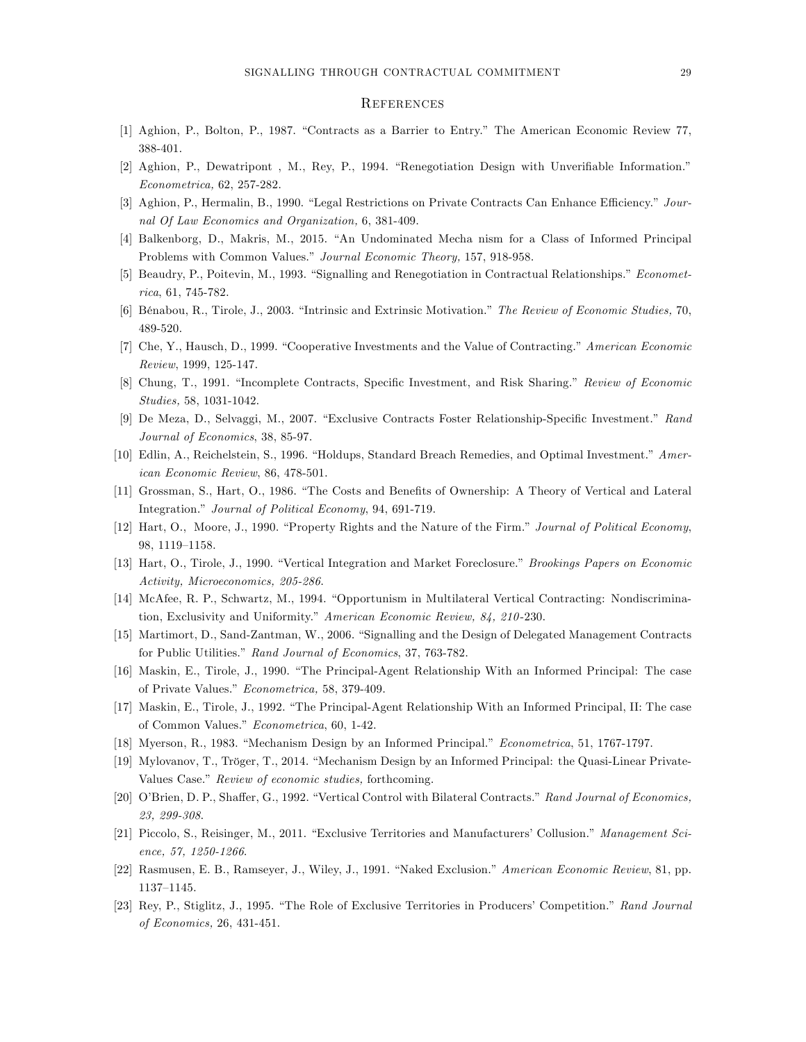## References

[1] Aghion, P., Bolton, P., 1987. "Contracts as a Barrier to Entry." The American Economic Review 77, 388-401.

[2] Aghion, P., Dewatripont , M., Rey, P., 1994. "Renegotiation Design with Unverifiable Information." *Econometrica,* 62, 257-282.

[3] Aghion, P., Hermalin, B., 1990. "Legal Restrictions on Private Contracts Can Enhance Efficiency." *Journal Of Law Economics and Organization,* 6, 381-409.

[4] Balkenborg, D., Makris, M., 2015. "An Undominated Mecha nism for a Class of Informed Principal Problems with Common Values." *Journal Economic Theory,* 157, 918-958.

[5] Beaudry, P., Poitevin, M., 1993. "Signalling and Renegotiation in Contractual Relationships." *Econometrica*, 61, 745-782.

[6] Bénabou, R., Tirole, J., 2003. "Intrinsic and Extrinsic Motivation." *The Review of Economic Studies,* 70, 489-520.

[7] Che, Y., Hausch, D., 1999. "Cooperative Investments and the Value of Contracting." *American Economic Review*, 1999, 125-147.

[8] Chung, T., 1991. "Incomplete Contracts, Specific Investment, and Risk Sharing." *Review of Economic Studies,* 58, 1031-1042.

[9] De Meza, D., Selvaggi, M., 2007. "Exclusive Contracts Foster Relationship-Specific Investment." *Rand Journal of Economics*, 38, 85-97.

[10] Edlin, A., Reichelstein, S., 1996. "Holdups, Standard Breach Remedies, and Optimal Investment." *American Economic Review*, 86, 478-501.

[11] Grossman, S., Hart, O., 1986. "The Costs and Benefits of Ownership: A Theory of Vertical and Lateral Integration." *Journal of Political Economy*, 94, 691-719.

[12] Hart, O., Moore, J., 1990. "Property Rights and the Nature of the Firm." *Journal of Political Economy*, 98, 1119–1158.

[13] Hart, O., Tirole, J., 1990. "Vertical Integration and Market Foreclosure." *Brookings Papers on Economic Activity, Microeconomics, 205-286.*

[14] McAfee, R. P., Schwartz, M., 1994. "Opportunism in Multilateral Vertical Contracting: Nondiscrimination, Exclusivity and Uniformity." *American Economic Review, 84, 210*-230.

[15] Martimort, D., Sand-Zantman, W., 2006. "Signalling and the Design of Delegated Management Contracts for Public Utilities." *Rand Journal of Economics*, 37, 763-782.

[16] Maskin, E., Tirole, J., 1990. "The Principal-Agent Relationship With an Informed Principal: The case of Private Values." *Econometrica,* 58, 379-409.

[17] Maskin, E., Tirole, J., 1992. "The Principal-Agent Relationship With an Informed Principal, II: The case of Common Values." *Econometrica*, 60, 1-42.

[18] Myerson, R., 1983. "Mechanism Design by an Informed Principal." *Econometrica*, 51, 1767-1797.

[19] Mylovanov, T., Tröger, T., 2014. "Mechanism Design by an Informed Principal: the Quasi-Linear Private-Values Case." *Review of economic studies,* forthcoming.

[20] O'Brien, D. P., Shaffer, G., 1992. "Vertical Control with Bilateral Contracts." *Rand Journal of Economics, 23, 299-308.*

[21] Piccolo, S., Reisinger, M., 2011. "Exclusive Territories and Manufacturers' Collusion." *Management Science, 57, 1250-1266.*

[22] Rasmusen, E. B., Ramseyer, J., Wiley, J., 1991. "Naked Exclusion." *American Economic Review*, 81, pp. 1137–1145.

[23] Rey, P., Stiglitz, J., 1995. "The Role of Exclusive Territories in Producers' Competition." *Rand Journal of Economics,* 26, 431-451.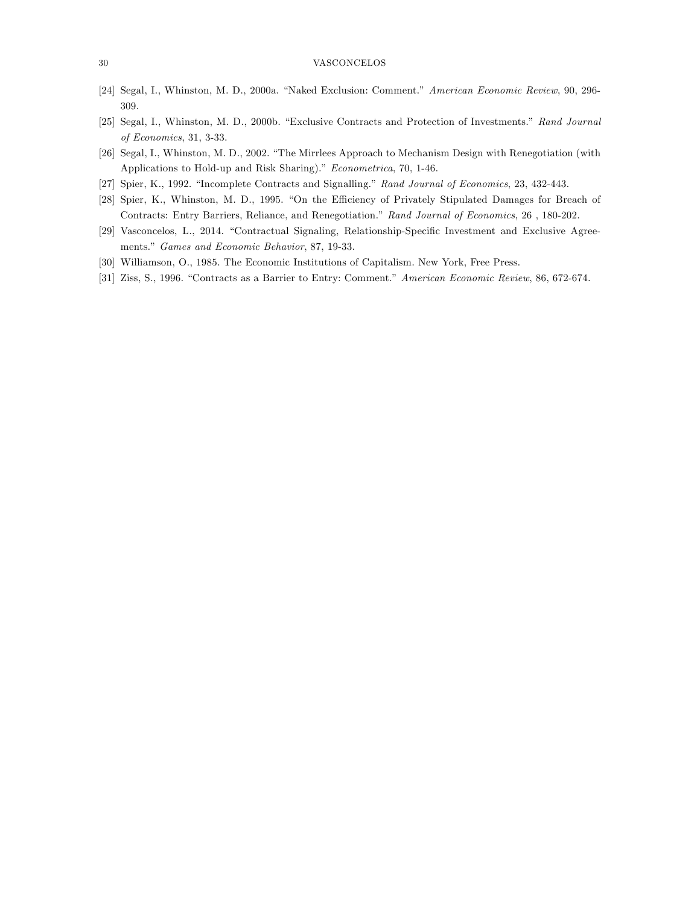[24] Segal, I., Whinston, M. D., 2000a. "Naked Exclusion: Comment." *American Economic Review*, 90, 296-309.

[25] Segal, I., Whinston, M. D., 2000b. "Exclusive Contracts and Protection of Investments." *Rand Journal of Economics*, 31, 3-33.

[26] Segal, I., Whinston, M. D., 2002. "The Mirrlees Approach to Mechanism Design with Renegotiation (with Applications to Hold-up and Risk Sharing)." *Econometrica*, 70, 1-46.

[27] Spier, K., 1992. "Incomplete Contracts and Signalling." *Rand Journal of Economics*, 23, 432-443.

[28] Spier, K., Whinston, M. D., 1995. "On the Efficiency of Privately Stipulated Damages for Breach of Contracts: Entry Barriers, Reliance, and Renegotiation." *Rand Journal of Economics*, 26 , 180-202.

[29] Vasconcelos, L., 2014. "Contractual Signaling, Relationship-Specific Investment and Exclusive Agreements." *Games and Economic Behavior*, 87, 19-33.

[30] Williamson, O., 1985. The Economic Institutions of Capitalism. New York, Free Press.

[31] Ziss, S., 1996. "Contracts as a Barrier to Entry: Comment." *American Economic Review*, 86, 672-674.